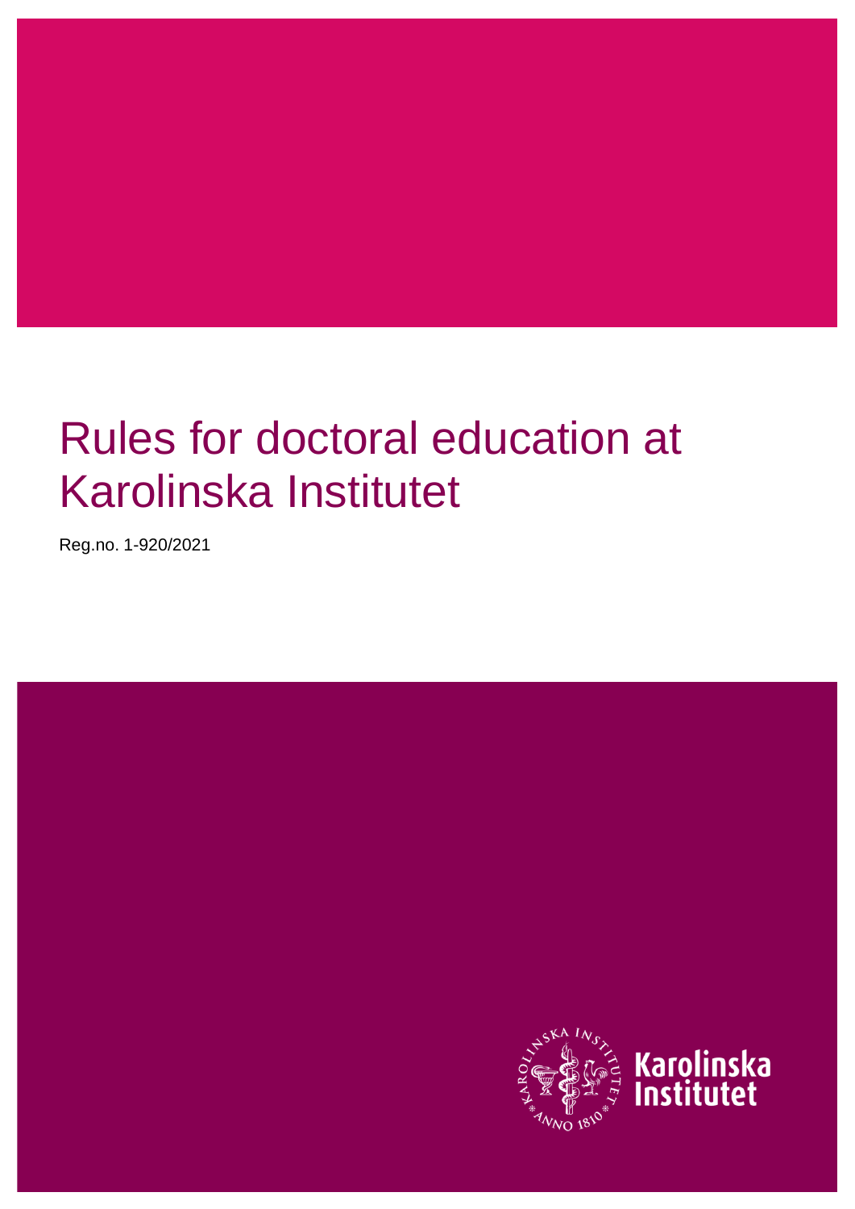# Rules for doctoral education at Karolinska Institutet

Reg.no. 1-920/2021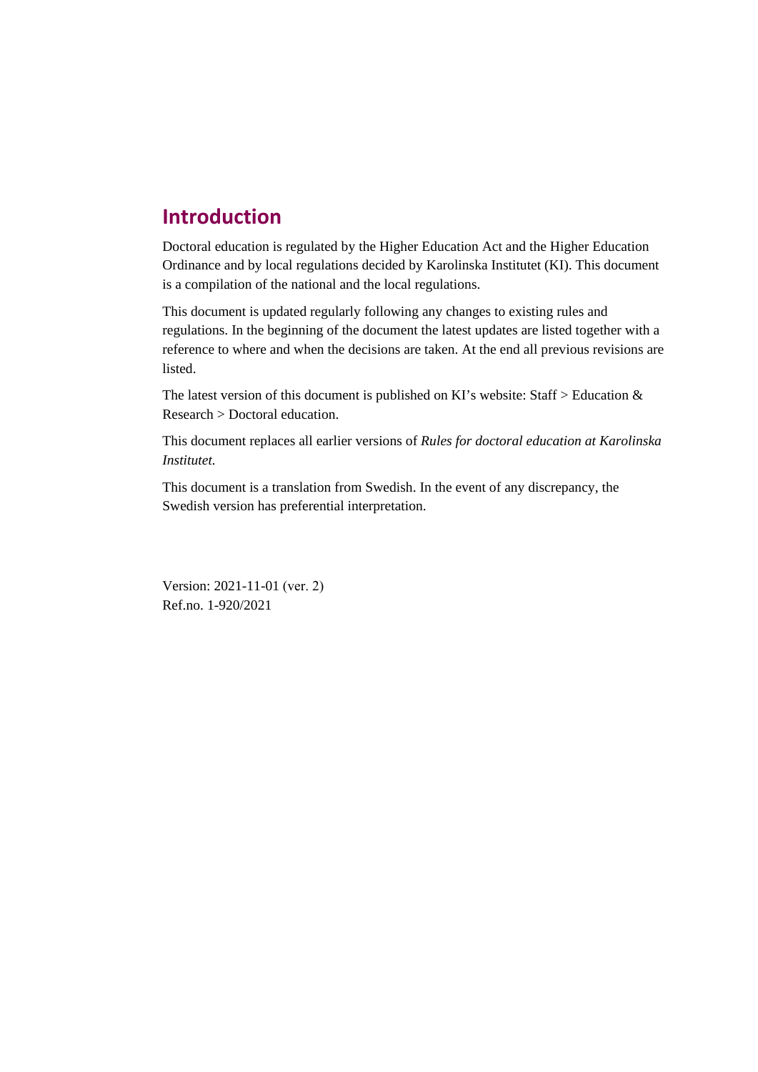## Introduction

Doctoral education is regulated by the Higher Education Act and the Higher Education Ordinance and by local regulations decided by Karolinska Institutet (KI). This document is a compilation of the national and the local regulations.

This document is updated regularly following any changes to existing rules and regulations. In the beginning of the document the latest updates are listed together with a reference to where and when the decisions are taken. At the end all previous revisions are listed.

The latest version of this document is published on KI's website: Staff > Education & Research > Doctoral education.

This document replaces all earlier versions of *Rules for doctoral education at Karolinska Institutet.*

This document is a translation from Swedish. In the event of any discrepancy, the Swedish version has preferential interpretation.

Version: 2021-11-01 (ver. 2)
Ref.no. 1-920/2021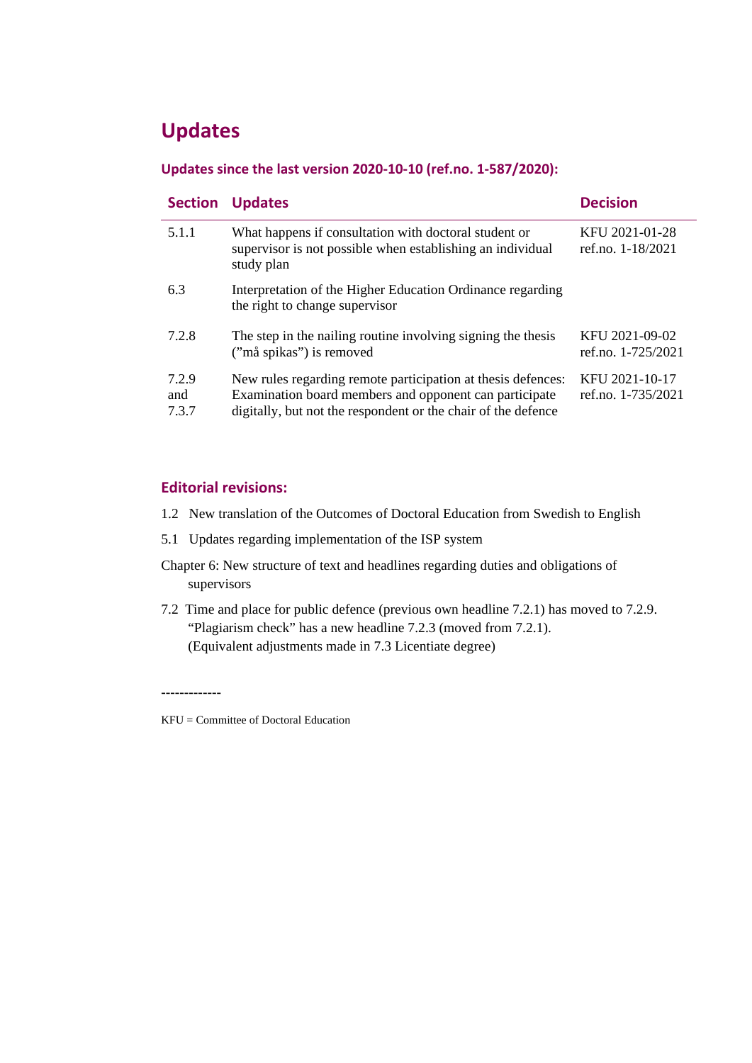# Updates

### Updates since the last version 2020-10-10 (ref.no. 1-587/2020):

| Section | Updates | Decision |
|---|---|---|
| 5.1.1 | What happens if consultation with doctoral student or supervisor is not possible when establishing an individual study plan | KFU 2021-01-28 ref.no. 1-18/2021 |
| 6.3 | Interpretation of the Higher Education Ordinance regarding the right to change supervisor | |
| 7.2.8 | The step in the nailing routine involving signing the thesis ("må spikas") is removed | KFU 2021-09-02 ref.no. 1-725/2021 |
| 7.2.9 and 7.3.7 | New rules regarding remote participation at thesis defences: Examination board members and opponent can participate digitally, but not the respondent or the chair of the defence | KFU 2021-10-17 ref.no. 1-735/2021 |

### Editorial revisions:

1.2 New translation of the Outcomes of Doctoral Education from Swedish to English

5.1 Updates regarding implementation of the ISP system

Chapter 6: New structure of text and headlines regarding duties and obligations of supervisors

7.2 Time and place for public defence (previous own headline 7.2.1) has moved to 7.2.9. "Plagiarism check" has a new headline 7.2.3 (moved from 7.2.1). (Equivalent adjustments made in 7.3 Licentiate degree)

-------------

KFU = Committee of Doctoral Education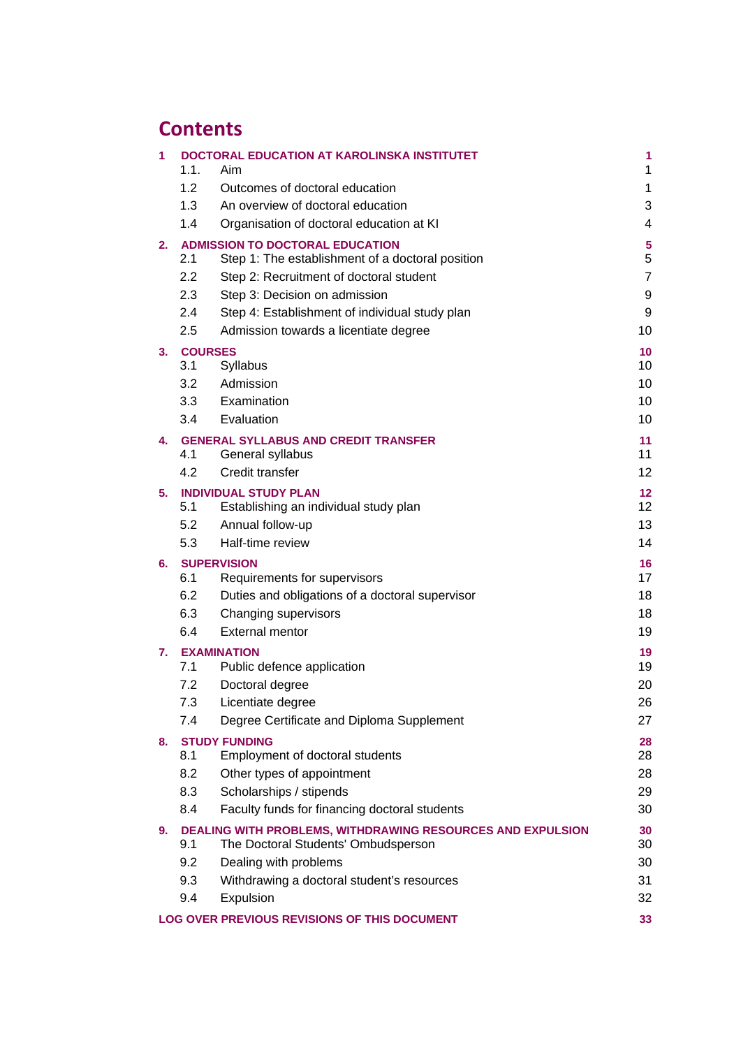# Contents

| | | |
|---|---|---|
| **1** | **DOCTORAL EDUCATION AT KAROLINSKA INSTITUTET** | **1** |
| 1.1. | Aim | 1 |
| 1.2 | Outcomes of doctoral education | 1 |
| 1.3 | An overview of doctoral education | 3 |
| 1.4 | Organisation of doctoral education at KI | 4 |
| **2.** | **ADMISSION TO DOCTORAL EDUCATION** | **5** |
| 2.1 | Step 1: The establishment of a doctoral position | 5 |
| 2.2 | Step 2: Recruitment of doctoral student | 7 |
| 2.3 | Step 3: Decision on admission | 9 |
| 2.4 | Step 4: Establishment of individual study plan | 9 |
| 2.5 | Admission towards a licentiate degree | 10 |
| **3.** | **COURSES** | **10** |
| 3.1 | Syllabus | 10 |
| 3.2 | Admission | 10 |
| 3.3 | Examination | 10 |
| 3.4 | Evaluation | 10 |
| **4.** | **GENERAL SYLLABUS AND CREDIT TRANSFER** | **11** |
| 4.1 | General syllabus | 11 |
| 4.2 | Credit transfer | 12 |
| **5.** | **INDIVIDUAL STUDY PLAN** | **12** |
| 5.1 | Establishing an individual study plan | 12 |
| 5.2 | Annual follow-up | 13 |
| 5.3 | Half-time review | 14 |
| **6.** | **SUPERVISION** | **16** |
| 6.1 | Requirements for supervisors | 17 |
| 6.2 | Duties and obligations of a doctoral supervisor | 18 |
| 6.3 | Changing supervisors | 18 |
| 6.4 | External mentor | 19 |
| **7.** | **EXAMINATION** | **19** |
| 7.1 | Public defence application | 19 |
| 7.2 | Doctoral degree | 20 |
| 7.3 | Licentiate degree | 26 |
| 7.4 | Degree Certificate and Diploma Supplement | 27 |
| **8.** | **STUDY FUNDING** | **28** |
| 8.1 | Employment of doctoral students | 28 |
| 8.2 | Other types of appointment | 28 |
| 8.3 | Scholarships / stipends | 29 |
| 8.4 | Faculty funds for financing doctoral students | 30 |
| **9.** | **DEALING WITH PROBLEMS, WITHDRAWING RESOURCES AND EXPULSION** | **30** |
| 9.1 | The Doctoral Students' Ombudsperson | 30 |
| 9.2 | Dealing with problems | 30 |
| 9.3 | Withdrawing a doctoral student's resources | 31 |
| 9.4 | Expulsion | 32 |
| | **LOG OVER PREVIOUS REVISIONS OF THIS DOCUMENT** | **33** |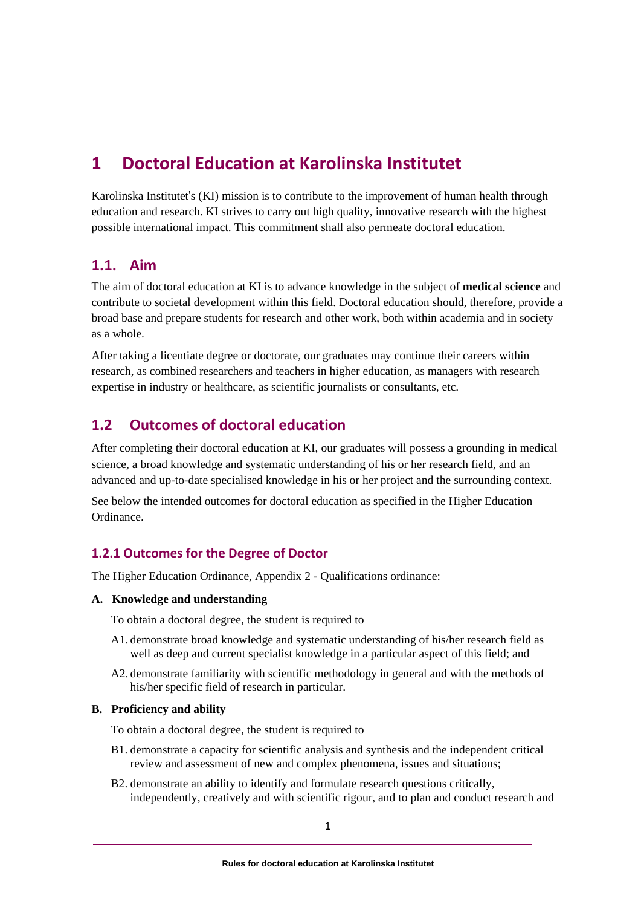# 1 Doctoral Education at Karolinska Institutet

Karolinska Institutet's (KI) mission is to contribute to the improvement of human health through education and research. KI strives to carry out high quality, innovative research with the highest possible international impact. This commitment shall also permeate doctoral education.

## 1.1. Aim

The aim of doctoral education at KI is to advance knowledge in the subject of **medical science** and contribute to societal development within this field. Doctoral education should, therefore, provide a broad base and prepare students for research and other work, both within academia and in society as a whole.

After taking a licentiate degree or doctorate, our graduates may continue their careers within research, as combined researchers and teachers in higher education, as managers with research expertise in industry or healthcare, as scientific journalists or consultants, etc.

## 1.2 Outcomes of doctoral education

After completing their doctoral education at KI, our graduates will possess a grounding in medical science, a broad knowledge and systematic understanding of his or her research field, and an advanced and up-to-date specialised knowledge in his or her project and the surrounding context.

See below the intended outcomes for doctoral education as specified in the Higher Education Ordinance.

### 1.2.1 Outcomes for the Degree of Doctor

The Higher Education Ordinance, Appendix 2 - Qualifications ordinance:

**A. Knowledge and understanding**

To obtain a doctoral degree, the student is required to

A1. demonstrate broad knowledge and systematic understanding of his/her research field as well as deep and current specialist knowledge in a particular aspect of this field; and

A2. demonstrate familiarity with scientific methodology in general and with the methods of his/her specific field of research in particular.

**B. Proficiency and ability**

To obtain a doctoral degree, the student is required to

B1. demonstrate a capacity for scientific analysis and synthesis and the independent critical review and assessment of new and complex phenomena, issues and situations;

B2. demonstrate an ability to identify and formulate research questions critically, independently, creatively and with scientific rigour, and to plan and conduct research and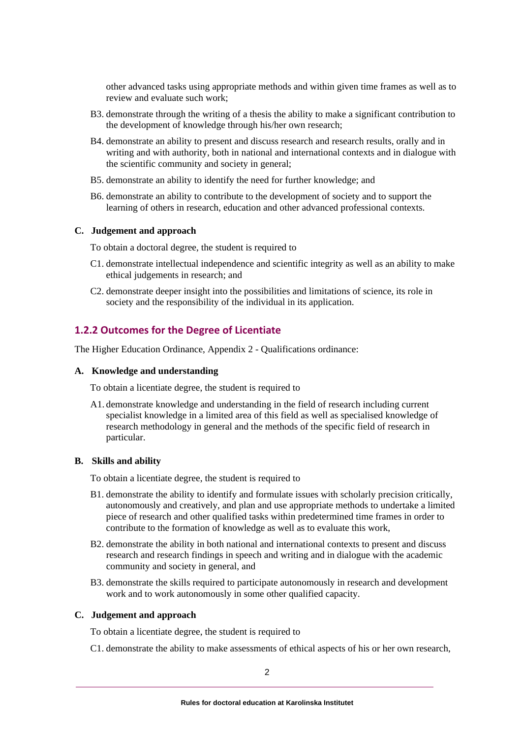other advanced tasks using appropriate methods and within given time frames as well as to review and evaluate such work;

B3. demonstrate through the writing of a thesis the ability to make a significant contribution to the development of knowledge through his/her own research;

B4. demonstrate an ability to present and discuss research and research results, orally and in writing and with authority, both in national and international contexts and in dialogue with the scientific community and society in general;

B5. demonstrate an ability to identify the need for further knowledge; and

B6. demonstrate an ability to contribute to the development of society and to support the learning of others in research, education and other advanced professional contexts.

**C. Judgement and approach**

To obtain a doctoral degree, the student is required to

C1. demonstrate intellectual independence and scientific integrity as well as an ability to make ethical judgements in research; and

C2. demonstrate deeper insight into the possibilities and limitations of science, its role in society and the responsibility of the individual in its application.

### 1.2.2 Outcomes for the Degree of Licentiate

The Higher Education Ordinance, Appendix 2 - Qualifications ordinance:

**A. Knowledge and understanding**

To obtain a licentiate degree, the student is required to

A1. demonstrate knowledge and understanding in the field of research including current specialist knowledge in a limited area of this field as well as specialised knowledge of research methodology in general and the methods of the specific field of research in particular.

**B. Skills and ability**

To obtain a licentiate degree, the student is required to

B1. demonstrate the ability to identify and formulate issues with scholarly precision critically, autonomously and creatively, and plan and use appropriate methods to undertake a limited piece of research and other qualified tasks within predetermined time frames in order to contribute to the formation of knowledge as well as to evaluate this work,

B2. demonstrate the ability in both national and international contexts to present and discuss research and research findings in speech and writing and in dialogue with the academic community and society in general, and

B3. demonstrate the skills required to participate autonomously in research and development work and to work autonomously in some other qualified capacity.

**C. Judgement and approach**

To obtain a licentiate degree, the student is required to

C1. demonstrate the ability to make assessments of ethical aspects of his or her own research,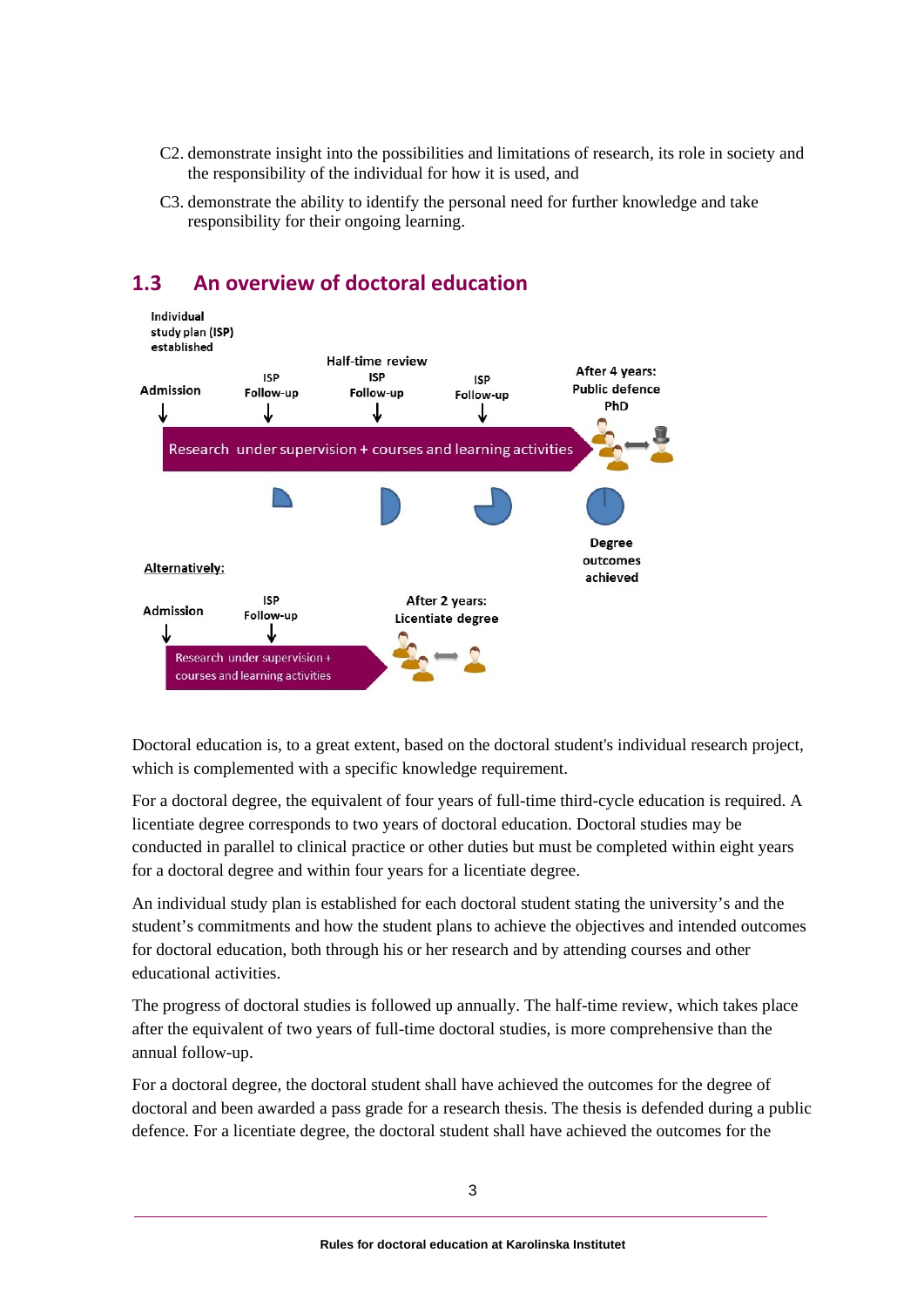C2. demonstrate insight into the possibilities and limitations of research, its role in society and the responsibility of the individual for how it is used, and

C3. demonstrate the ability to identify the personal need for further knowledge and take responsibility for their ongoing learning.

## 1.3 An overview of doctoral education

Individual study plan (ISP) established

Admission — ISP Follow-up — Half-time review ISP Follow-up — ISP Follow-up — After 4 years: Public defence PhD

Research under supervision + courses and learning activities

Degree outcomes achieved

Alternatively:

Admission — ISP Follow-up — After 2 years: Licentiate degree

Research under supervision + courses and learning activities

Doctoral education is, to a great extent, based on the doctoral student's individual research project, which is complemented with a specific knowledge requirement.

For a doctoral degree, the equivalent of four years of full-time third-cycle education is required. A licentiate degree corresponds to two years of doctoral education. Doctoral studies may be conducted in parallel to clinical practice or other duties but must be completed within eight years for a doctoral degree and within four years for a licentiate degree.

An individual study plan is established for each doctoral student stating the university's and the student's commitments and how the student plans to achieve the objectives and intended outcomes for doctoral education, both through his or her research and by attending courses and other educational activities.

The progress of doctoral studies is followed up annually. The half-time review, which takes place after the equivalent of two years of full-time doctoral studies, is more comprehensive than the annual follow-up.

For a doctoral degree, the doctoral student shall have achieved the outcomes for the degree of doctoral and been awarded a pass grade for a research thesis. The thesis is defended during a public defence. For a licentiate degree, the doctoral student shall have achieved the outcomes for the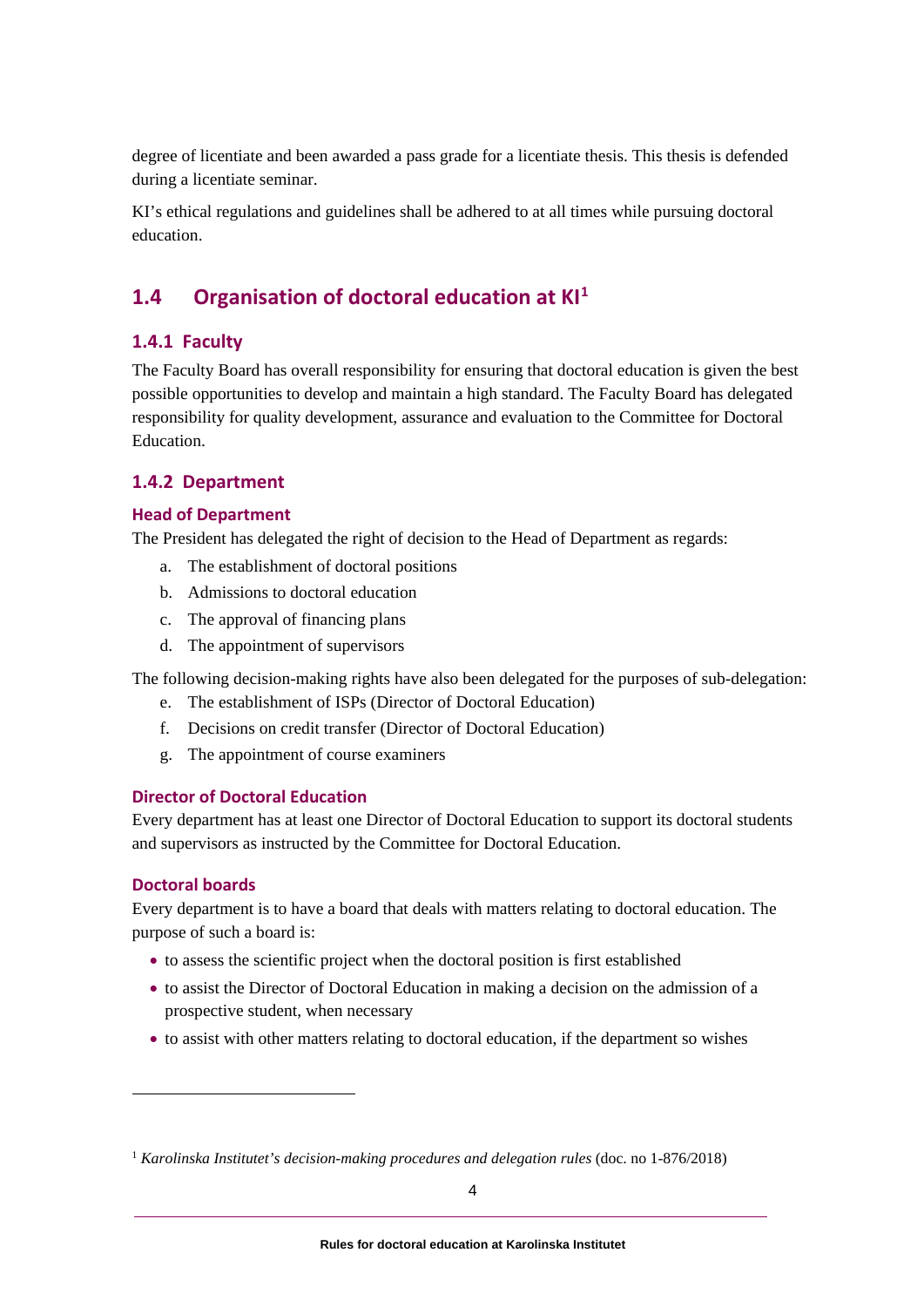degree of licentiate and been awarded a pass grade for a licentiate thesis. This thesis is defended during a licentiate seminar.

KI's ethical regulations and guidelines shall be adhered to at all times while pursuing doctoral education.

## 1.4 Organisation of doctoral education at KI[1]

### 1.4.1 Faculty

The Faculty Board has overall responsibility for ensuring that doctoral education is given the best possible opportunities to develop and maintain a high standard. The Faculty Board has delegated responsibility for quality development, assurance and evaluation to the Committee for Doctoral Education.

### 1.4.2 Department

#### Head of Department

The President has delegated the right of decision to the Head of Department as regards:

a. The establishment of doctoral positions
b. Admissions to doctoral education
c. The approval of financing plans
d. The appointment of supervisors

The following decision-making rights have also been delegated for the purposes of sub-delegation:

e. The establishment of ISPs (Director of Doctoral Education)
f. Decisions on credit transfer (Director of Doctoral Education)
g. The appointment of course examiners

#### Director of Doctoral Education

Every department has at least one Director of Doctoral Education to support its doctoral students and supervisors as instructed by the Committee for Doctoral Education.

#### Doctoral boards

Every department is to have a board that deals with matters relating to doctoral education. The purpose of such a board is:

- to assess the scientific project when the doctoral position is first established
- to assist the Director of Doctoral Education in making a decision on the admission of a prospective student, when necessary
- to assist with other matters relating to doctoral education, if the department so wishes

---

[1] *Karolinska Institutet's decision-making procedures and delegation rules* (doc. no 1-876/2018)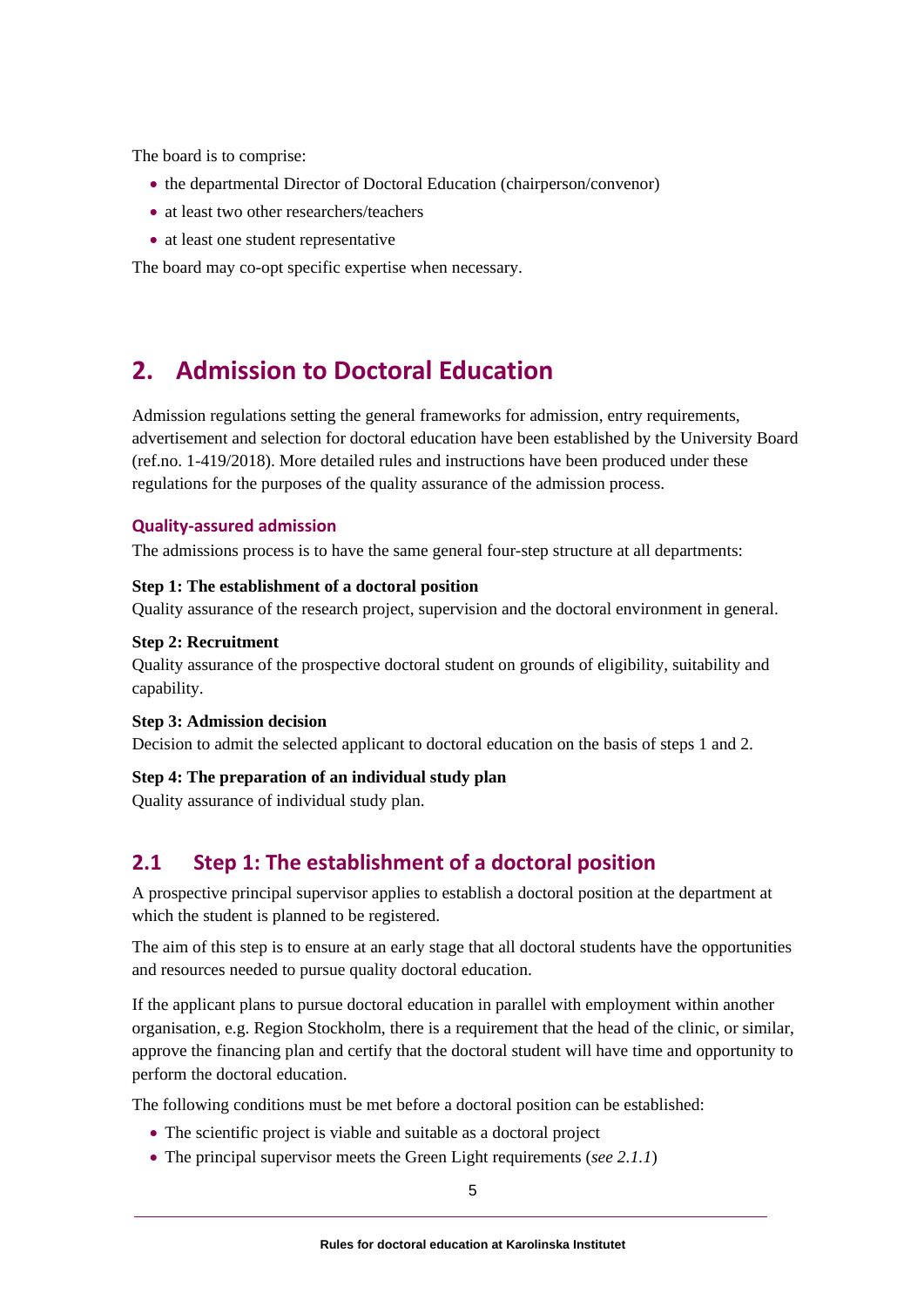The board is to comprise:

- the departmental Director of Doctoral Education (chairperson/convenor)
- at least two other researchers/teachers
- at least one student representative

The board may co-opt specific expertise when necessary.

# 2. Admission to Doctoral Education

Admission regulations setting the general frameworks for admission, entry requirements, advertisement and selection for doctoral education have been established by the University Board (ref.no. 1-419/2018). More detailed rules and instructions have been produced under these regulations for the purposes of the quality assurance of the admission process.

### Quality-assured admission

The admissions process is to have the same general four-step structure at all departments:

**Step 1: The establishment of a doctoral position**
Quality assurance of the research project, supervision and the doctoral environment in general.

**Step 2: Recruitment**
Quality assurance of the prospective doctoral student on grounds of eligibility, suitability and capability.

**Step 3: Admission decision**
Decision to admit the selected applicant to doctoral education on the basis of steps 1 and 2.

**Step 4: The preparation of an individual study plan**
Quality assurance of individual study plan.

## 2.1 Step 1: The establishment of a doctoral position

A prospective principal supervisor applies to establish a doctoral position at the department at which the student is planned to be registered.

The aim of this step is to ensure at an early stage that all doctoral students have the opportunities and resources needed to pursue quality doctoral education.

If the applicant plans to pursue doctoral education in parallel with employment within another organisation, e.g. Region Stockholm, there is a requirement that the head of the clinic, or similar, approve the financing plan and certify that the doctoral student will have time and opportunity to perform the doctoral education.

The following conditions must be met before a doctoral position can be established:

- The scientific project is viable and suitable as a doctoral project
- The principal supervisor meets the Green Light requirements (*see 2.1.1*)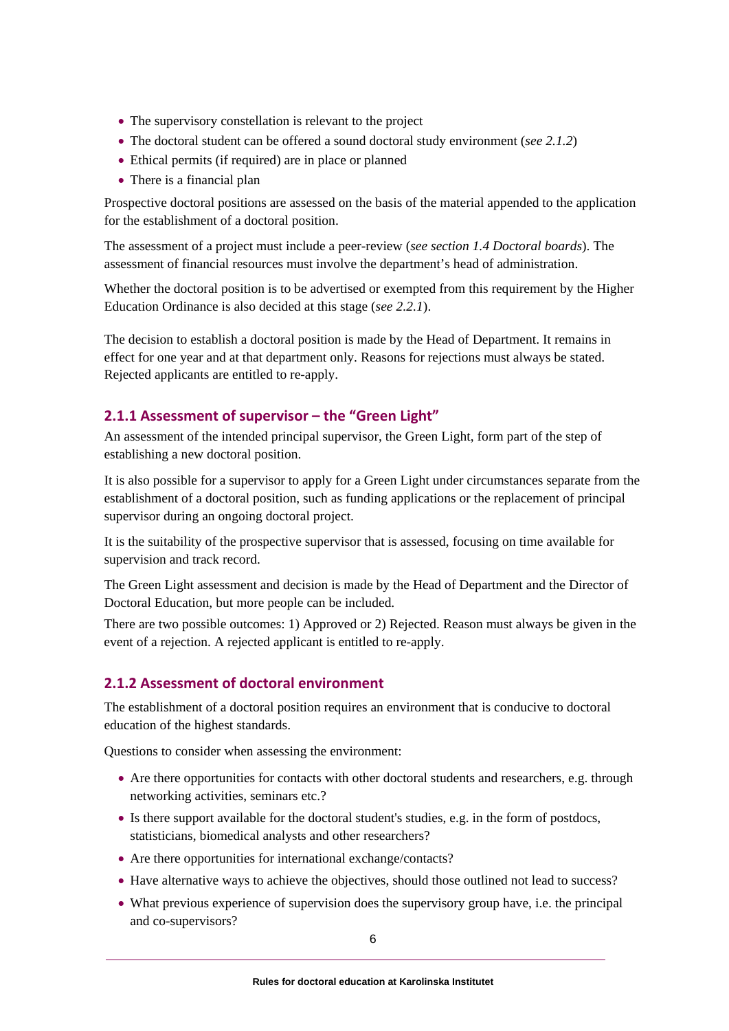- The supervisory constellation is relevant to the project
- The doctoral student can be offered a sound doctoral study environment (*see 2.1.2*)
- Ethical permits (if required) are in place or planned
- There is a financial plan

Prospective doctoral positions are assessed on the basis of the material appended to the application for the establishment of a doctoral position.

The assessment of a project must include a peer-review (*see section 1.4 Doctoral boards*). The assessment of financial resources must involve the department's head of administration.

Whether the doctoral position is to be advertised or exempted from this requirement by the Higher Education Ordinance is also decided at this stage (*see 2.2.1*).

The decision to establish a doctoral position is made by the Head of Department. It remains in effect for one year and at that department only. Reasons for rejections must always be stated. Rejected applicants are entitled to re-apply.

### 2.1.1 Assessment of supervisor – the "Green Light"

An assessment of the intended principal supervisor, the Green Light, form part of the step of establishing a new doctoral position.

It is also possible for a supervisor to apply for a Green Light under circumstances separate from the establishment of a doctoral position, such as funding applications or the replacement of principal supervisor during an ongoing doctoral project.

It is the suitability of the prospective supervisor that is assessed, focusing on time available for supervision and track record.

The Green Light assessment and decision is made by the Head of Department and the Director of Doctoral Education, but more people can be included.

There are two possible outcomes: 1) Approved or 2) Rejected. Reason must always be given in the event of a rejection. A rejected applicant is entitled to re-apply.

### 2.1.2 Assessment of doctoral environment

The establishment of a doctoral position requires an environment that is conducive to doctoral education of the highest standards.

Questions to consider when assessing the environment:

- Are there opportunities for contacts with other doctoral students and researchers, e.g. through networking activities, seminars etc.?
- Is there support available for the doctoral student's studies, e.g. in the form of postdocs, statisticians, biomedical analysts and other researchers?
- Are there opportunities for international exchange/contacts?
- Have alternative ways to achieve the objectives, should those outlined not lead to success?
- What previous experience of supervision does the supervisory group have, i.e. the principal and co-supervisors?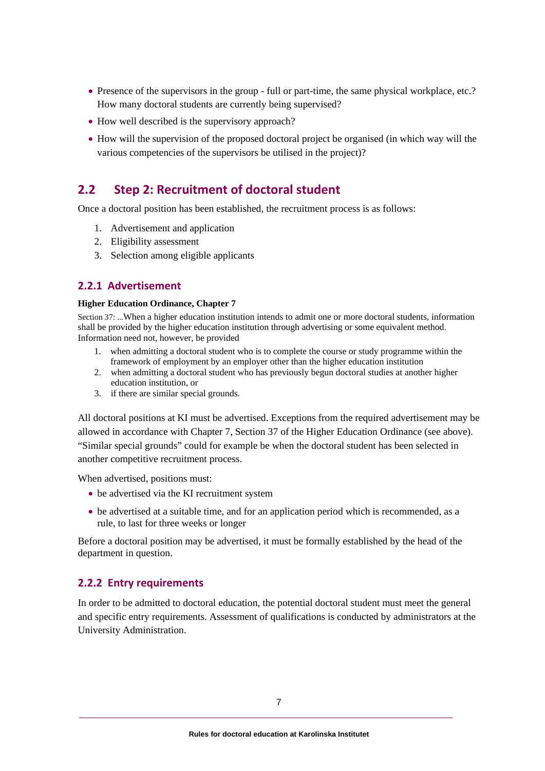- Presence of the supervisors in the group - full or part-time, the same physical workplace, etc.? How many doctoral students are currently being supervised?
- How well described is the supervisory approach?
- How will the supervision of the proposed doctoral project be organised (in which way will the various competencies of the supervisors be utilised in the project)?

## 2.2 Step 2: Recruitment of doctoral student

Once a doctoral position has been established, the recruitment process is as follows:

1. Advertisement and application
2. Eligibility assessment
3. Selection among eligible applicants

### 2.2.1 Advertisement

**Higher Education Ordinance, Chapter 7**

Section 37: ...When a higher education institution intends to admit one or more doctoral students, information shall be provided by the higher education institution through advertising or some equivalent method. Information need not, however, be provided

1. when admitting a doctoral student who is to complete the course or study programme within the framework of employment by an employer other than the higher education institution
2. when admitting a doctoral student who has previously begun doctoral studies at another higher education institution, or
3. if there are similar special grounds.

All doctoral positions at KI must be advertised. Exceptions from the required advertisement may be allowed in accordance with Chapter 7, Section 37 of the Higher Education Ordinance (see above). “Similar special grounds” could for example be when the doctoral student has been selected in another competitive recruitment process.

When advertised, positions must:

- be advertised via the KI recruitment system
- be advertised at a suitable time, and for an application period which is recommended, as a rule, to last for three weeks or longer

Before a doctoral position may be advertised, it must be formally established by the head of the department in question.

### 2.2.2 Entry requirements

In order to be admitted to doctoral education, the potential doctoral student must meet the general and specific entry requirements. Assessment of qualifications is conducted by administrators at the University Administration.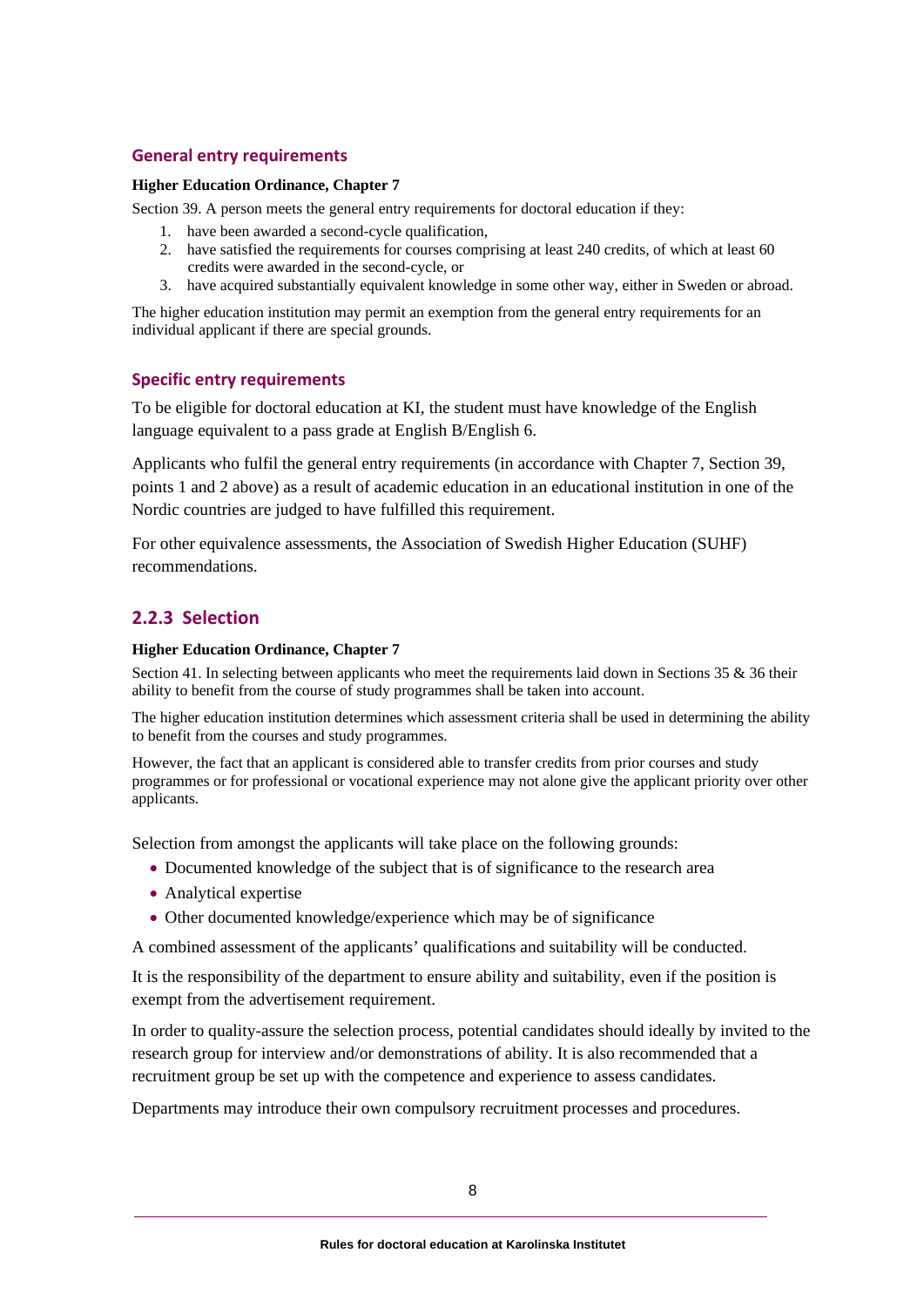### General entry requirements

**Higher Education Ordinance, Chapter 7**

Section 39. A person meets the general entry requirements for doctoral education if they:

1. have been awarded a second-cycle qualification,
2. have satisfied the requirements for courses comprising at least 240 credits, of which at least 60 credits were awarded in the second-cycle, or
3. have acquired substantially equivalent knowledge in some other way, either in Sweden or abroad.

The higher education institution may permit an exemption from the general entry requirements for an individual applicant if there are special grounds.

### Specific entry requirements

To be eligible for doctoral education at KI, the student must have knowledge of the English language equivalent to a pass grade at English B/English 6.

Applicants who fulfil the general entry requirements (in accordance with Chapter 7, Section 39, points 1 and 2 above) as a result of academic education in an educational institution in one of the Nordic countries are judged to have fulfilled this requirement.

For other equivalence assessments, the Association of Swedish Higher Education (SUHF) recommendations.

## 2.2.3 Selection

**Higher Education Ordinance, Chapter 7**

Section 41. In selecting between applicants who meet the requirements laid down in Sections 35 & 36 their ability to benefit from the course of study programmes shall be taken into account.

The higher education institution determines which assessment criteria shall be used in determining the ability to benefit from the courses and study programmes.

However, the fact that an applicant is considered able to transfer credits from prior courses and study programmes or for professional or vocational experience may not alone give the applicant priority over other applicants.

Selection from amongst the applicants will take place on the following grounds:

- Documented knowledge of the subject that is of significance to the research area
- Analytical expertise
- Other documented knowledge/experience which may be of significance

A combined assessment of the applicants' qualifications and suitability will be conducted.

It is the responsibility of the department to ensure ability and suitability, even if the position is exempt from the advertisement requirement.

In order to quality-assure the selection process, potential candidates should ideally by invited to the research group for interview and/or demonstrations of ability. It is also recommended that a recruitment group be set up with the competence and experience to assess candidates.

Departments may introduce their own compulsory recruitment processes and procedures.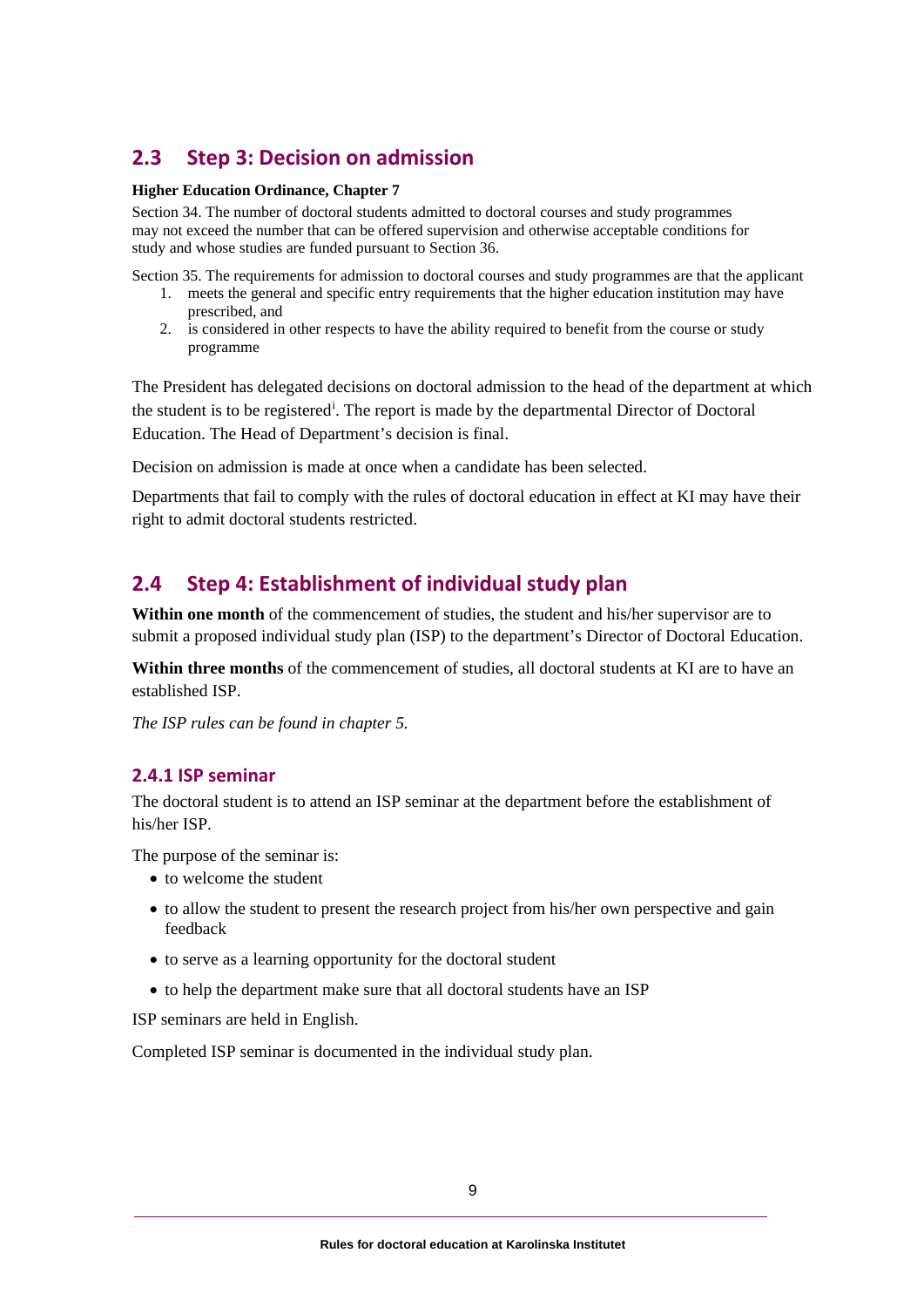## 2.3 Step 3: Decision on admission

**Higher Education Ordinance, Chapter 7**

Section 34. The number of doctoral students admitted to doctoral courses and study programmes may not exceed the number that can be offered supervision and otherwise acceptable conditions for study and whose studies are funded pursuant to Section 36.

Section 35. The requirements for admission to doctoral courses and study programmes are that the applicant

1. meets the general and specific entry requirements that the higher education institution may have prescribed, and
2. is considered in other respects to have the ability required to benefit from the course or study programme

The President has delegated decisions on doctoral admission to the head of the department at which the student is to be registered[i]. The report is made by the departmental Director of Doctoral Education. The Head of Department's decision is final.

Decision on admission is made at once when a candidate has been selected.

Departments that fail to comply with the rules of doctoral education in effect at KI may have their right to admit doctoral students restricted.

## 2.4 Step 4: Establishment of individual study plan

**Within one month** of the commencement of studies, the student and his/her supervisor are to submit a proposed individual study plan (ISP) to the department's Director of Doctoral Education.

**Within three months** of the commencement of studies, all doctoral students at KI are to have an established ISP.

*The ISP rules can be found in chapter 5.*

### 2.4.1 ISP seminar

The doctoral student is to attend an ISP seminar at the department before the establishment of his/her ISP.

The purpose of the seminar is:

- to welcome the student
- to allow the student to present the research project from his/her own perspective and gain feedback
- to serve as a learning opportunity for the doctoral student
- to help the department make sure that all doctoral students have an ISP

ISP seminars are held in English.

Completed ISP seminar is documented in the individual study plan.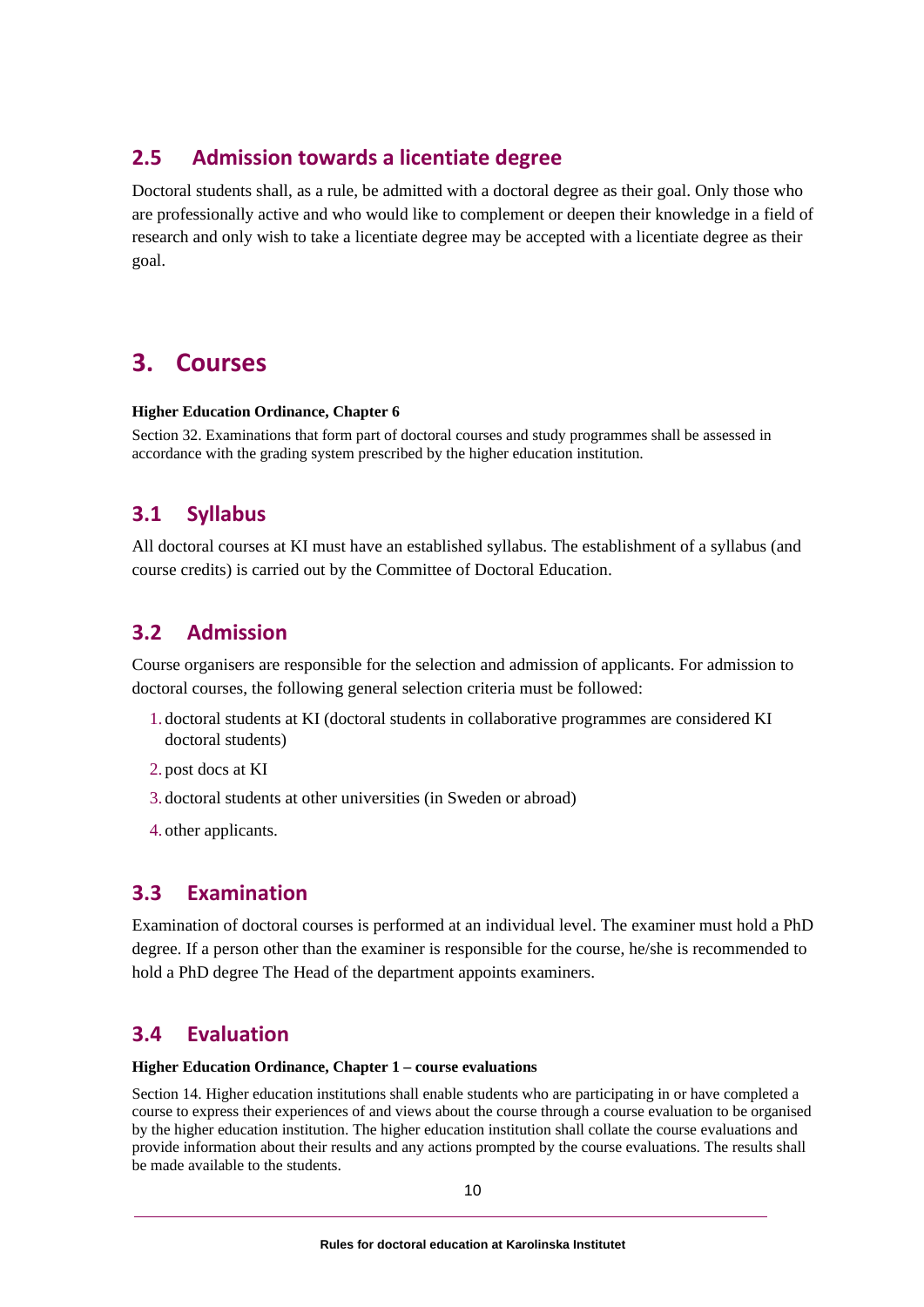## 2.5 Admission towards a licentiate degree

Doctoral students shall, as a rule, be admitted with a doctoral degree as their goal. Only those who are professionally active and who would like to complement or deepen their knowledge in a field of research and only wish to take a licentiate degree may be accepted with a licentiate degree as their goal.

# 3. Courses

**Higher Education Ordinance, Chapter 6**

Section 32. Examinations that form part of doctoral courses and study programmes shall be assessed in accordance with the grading system prescribed by the higher education institution.

## 3.1 Syllabus

All doctoral courses at KI must have an established syllabus. The establishment of a syllabus (and course credits) is carried out by the Committee of Doctoral Education.

## 3.2 Admission

Course organisers are responsible for the selection and admission of applicants. For admission to doctoral courses, the following general selection criteria must be followed:

1. doctoral students at KI (doctoral students in collaborative programmes are considered KI doctoral students)
2. post docs at KI
3. doctoral students at other universities (in Sweden or abroad)
4. other applicants.

## 3.3 Examination

Examination of doctoral courses is performed at an individual level. The examiner must hold a PhD degree. If a person other than the examiner is responsible for the course, he/she is recommended to hold a PhD degree The Head of the department appoints examiners.

## 3.4 Evaluation

**Higher Education Ordinance, Chapter 1 – course evaluations**

Section 14. Higher education institutions shall enable students who are participating in or have completed a course to express their experiences of and views about the course through a course evaluation to be organised by the higher education institution. The higher education institution shall collate the course evaluations and provide information about their results and any actions prompted by the course evaluations. The results shall be made available to the students.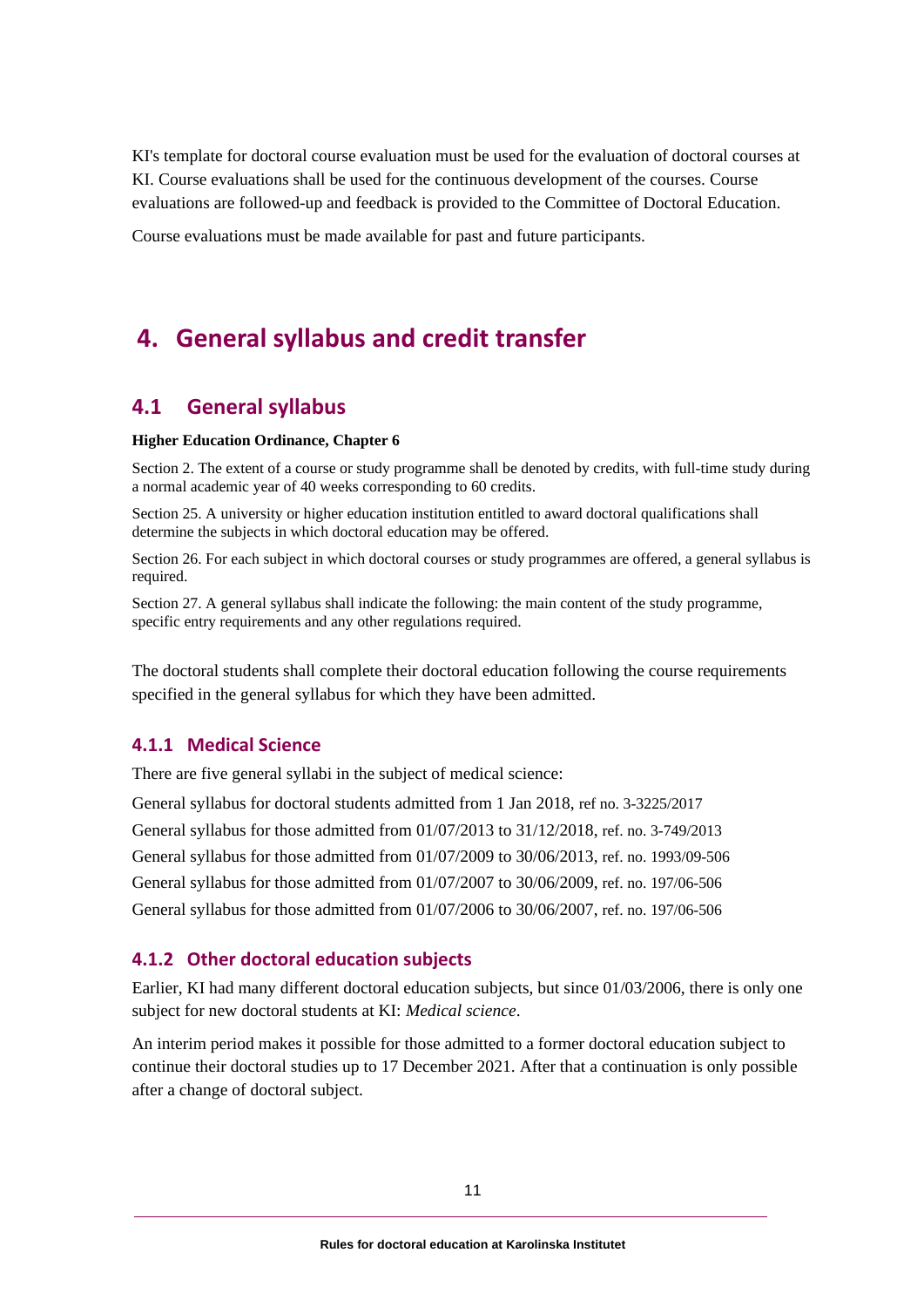KI's template for doctoral course evaluation must be used for the evaluation of doctoral courses at KI. Course evaluations shall be used for the continuous development of the courses. Course evaluations are followed-up and feedback is provided to the Committee of Doctoral Education.

Course evaluations must be made available for past and future participants.

# 4. General syllabus and credit transfer

## 4.1 General syllabus

**Higher Education Ordinance, Chapter 6**

Section 2. The extent of a course or study programme shall be denoted by credits, with full-time study during a normal academic year of 40 weeks corresponding to 60 credits.

Section 25. A university or higher education institution entitled to award doctoral qualifications shall determine the subjects in which doctoral education may be offered.

Section 26. For each subject in which doctoral courses or study programmes are offered, a general syllabus is required.

Section 27. A general syllabus shall indicate the following: the main content of the study programme, specific entry requirements and any other regulations required.

The doctoral students shall complete their doctoral education following the course requirements specified in the general syllabus for which they have been admitted.

### 4.1.1 Medical Science

There are five general syllabi in the subject of medical science:

General syllabus for doctoral students admitted from 1 Jan 2018, ref no. 3-3225/2017

General syllabus for those admitted from 01/07/2013 to 31/12/2018, ref. no. 3-749/2013

General syllabus for those admitted from 01/07/2009 to 30/06/2013, ref. no. 1993/09-506

General syllabus for those admitted from 01/07/2007 to 30/06/2009, ref. no. 197/06-506

General syllabus for those admitted from 01/07/2006 to 30/06/2007, ref. no. 197/06-506

### 4.1.2 Other doctoral education subjects

Earlier, KI had many different doctoral education subjects, but since 01/03/2006, there is only one subject for new doctoral students at KI: *Medical science*.

An interim period makes it possible for those admitted to a former doctoral education subject to continue their doctoral studies up to 17 December 2021. After that a continuation is only possible after a change of doctoral subject.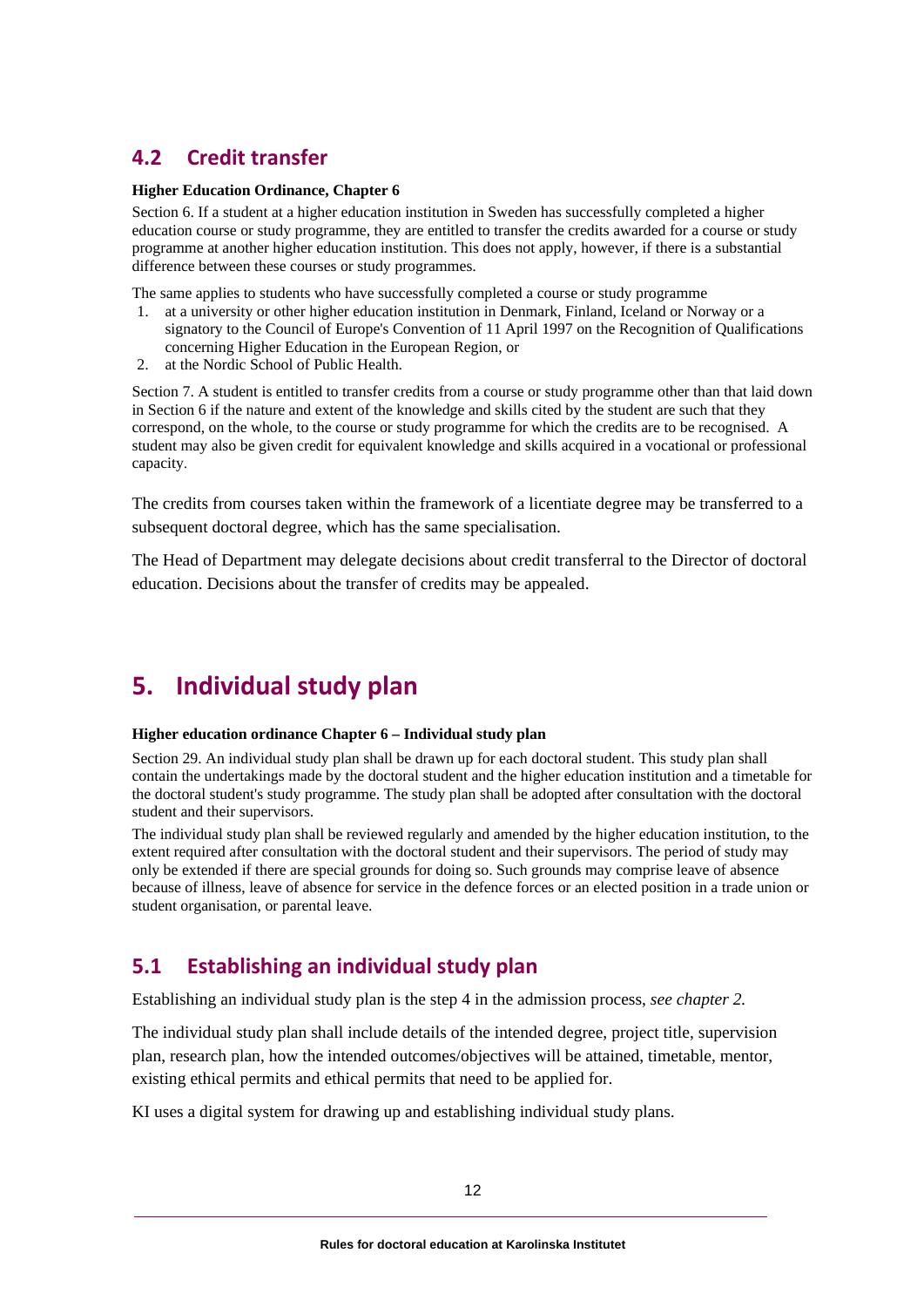## 4.2 Credit transfer

**Higher Education Ordinance, Chapter 6**

Section 6. If a student at a higher education institution in Sweden has successfully completed a higher education course or study programme, they are entitled to transfer the credits awarded for a course or study programme at another higher education institution. This does not apply, however, if there is a substantial difference between these courses or study programmes.

The same applies to students who have successfully completed a course or study programme

1. at a university or other higher education institution in Denmark, Finland, Iceland or Norway or a signatory to the Council of Europe's Convention of 11 April 1997 on the Recognition of Qualifications concerning Higher Education in the European Region, or
2. at the Nordic School of Public Health.

Section 7. A student is entitled to transfer credits from a course or study programme other than that laid down in Section 6 if the nature and extent of the knowledge and skills cited by the student are such that they correspond, on the whole, to the course or study programme for which the credits are to be recognised. A student may also be given credit for equivalent knowledge and skills acquired in a vocational or professional capacity.

The credits from courses taken within the framework of a licentiate degree may be transferred to a subsequent doctoral degree, which has the same specialisation.

The Head of Department may delegate decisions about credit transferral to the Director of doctoral education. Decisions about the transfer of credits may be appealed.

# 5. Individual study plan

**Higher education ordinance Chapter 6 – Individual study plan**

Section 29. An individual study plan shall be drawn up for each doctoral student. This study plan shall contain the undertakings made by the doctoral student and the higher education institution and a timetable for the doctoral student's study programme. The study plan shall be adopted after consultation with the doctoral student and their supervisors.

The individual study plan shall be reviewed regularly and amended by the higher education institution, to the extent required after consultation with the doctoral student and their supervisors. The period of study may only be extended if there are special grounds for doing so. Such grounds may comprise leave of absence because of illness, leave of absence for service in the defence forces or an elected position in a trade union or student organisation, or parental leave.

## 5.1 Establishing an individual study plan

Establishing an individual study plan is the step 4 in the admission process, *see chapter 2.*

The individual study plan shall include details of the intended degree, project title, supervision plan, research plan, how the intended outcomes/objectives will be attained, timetable, mentor, existing ethical permits and ethical permits that need to be applied for.

KI uses a digital system for drawing up and establishing individual study plans.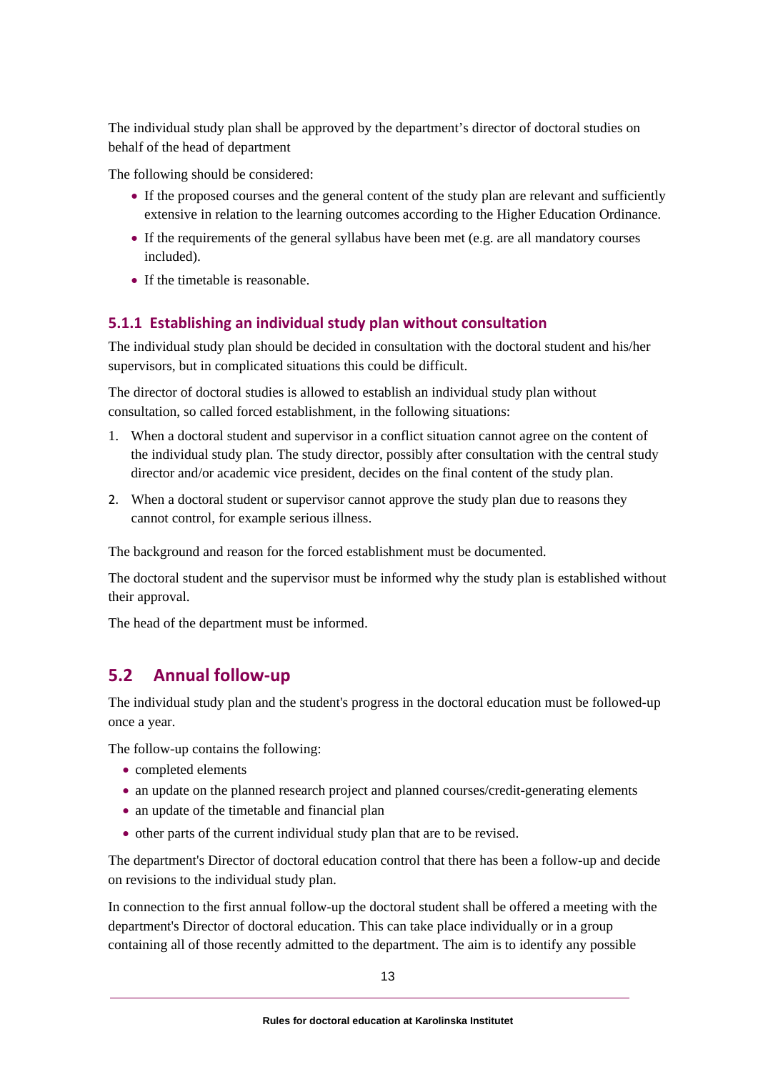The individual study plan shall be approved by the department's director of doctoral studies on behalf of the head of department

The following should be considered:

- If the proposed courses and the general content of the study plan are relevant and sufficiently extensive in relation to the learning outcomes according to the Higher Education Ordinance.
- If the requirements of the general syllabus have been met (e.g. are all mandatory courses included).
- If the timetable is reasonable.

### 5.1.1 Establishing an individual study plan without consultation

The individual study plan should be decided in consultation with the doctoral student and his/her supervisors, but in complicated situations this could be difficult.

The director of doctoral studies is allowed to establish an individual study plan without consultation, so called forced establishment, in the following situations:

1. When a doctoral student and supervisor in a conflict situation cannot agree on the content of the individual study plan. The study director, possibly after consultation with the central study director and/or academic vice president, decides on the final content of the study plan.
2. When a doctoral student or supervisor cannot approve the study plan due to reasons they cannot control, for example serious illness.

The background and reason for the forced establishment must be documented.

The doctoral student and the supervisor must be informed why the study plan is established without their approval.

The head of the department must be informed.

## 5.2 Annual follow-up

The individual study plan and the student's progress in the doctoral education must be followed-up once a year.

The follow-up contains the following:

- completed elements
- an update on the planned research project and planned courses/credit-generating elements
- an update of the timetable and financial plan
- other parts of the current individual study plan that are to be revised.

The department's Director of doctoral education control that there has been a follow-up and decide on revisions to the individual study plan.

In connection to the first annual follow-up the doctoral student shall be offered a meeting with the department's Director of doctoral education. This can take place individually or in a group containing all of those recently admitted to the department. The aim is to identify any possible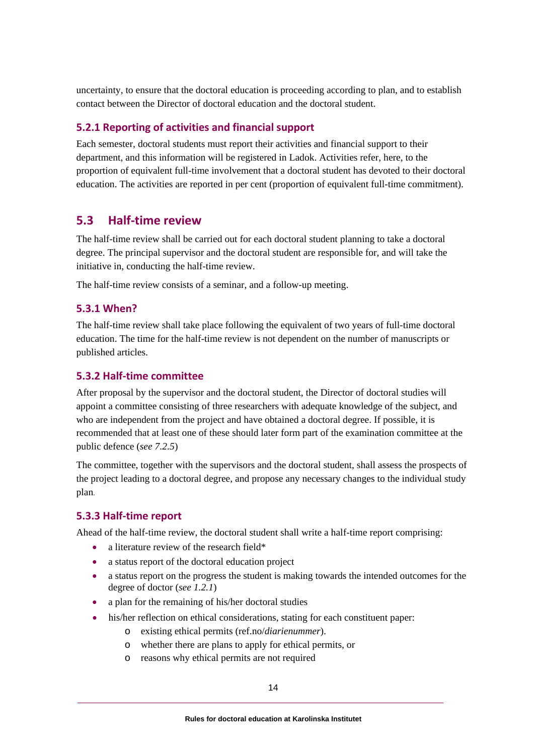uncertainty, to ensure that the doctoral education is proceeding according to plan, and to establish contact between the Director of doctoral education and the doctoral student.

### 5.2.1 Reporting of activities and financial support

Each semester, doctoral students must report their activities and financial support to their department, and this information will be registered in Ladok. Activities refer, here, to the proportion of equivalent full-time involvement that a doctoral student has devoted to their doctoral education. The activities are reported in per cent (proportion of equivalent full-time commitment).

## 5.3 Half-time review

The half-time review shall be carried out for each doctoral student planning to take a doctoral degree. The principal supervisor and the doctoral student are responsible for, and will take the initiative in, conducting the half-time review.

The half-time review consists of a seminar, and a follow-up meeting.

### 5.3.1 When?

The half-time review shall take place following the equivalent of two years of full-time doctoral education. The time for the half-time review is not dependent on the number of manuscripts or published articles.

### 5.3.2 Half-time committee

After proposal by the supervisor and the doctoral student, the Director of doctoral studies will appoint a committee consisting of three researchers with adequate knowledge of the subject, and who are independent from the project and have obtained a doctoral degree. If possible, it is recommended that at least one of these should later form part of the examination committee at the public defence (*see 7.2.5*)

The committee, together with the supervisors and the doctoral student, shall assess the prospects of the project leading to a doctoral degree, and propose any necessary changes to the individual study plan.

### 5.3.3 Half-time report

Ahead of the half-time review, the doctoral student shall write a half-time report comprising:

- a literature review of the research field*
- a status report of the doctoral education project
- a status report on the progress the student is making towards the intended outcomes for the degree of doctor (*see 1.2.1*)
- a plan for the remaining of his/her doctoral studies
- his/her reflection on ethical considerations, stating for each constituent paper:
  - existing ethical permits (ref.no/*diarienummer*).
  - whether there are plans to apply for ethical permits, or
  - reasons why ethical permits are not required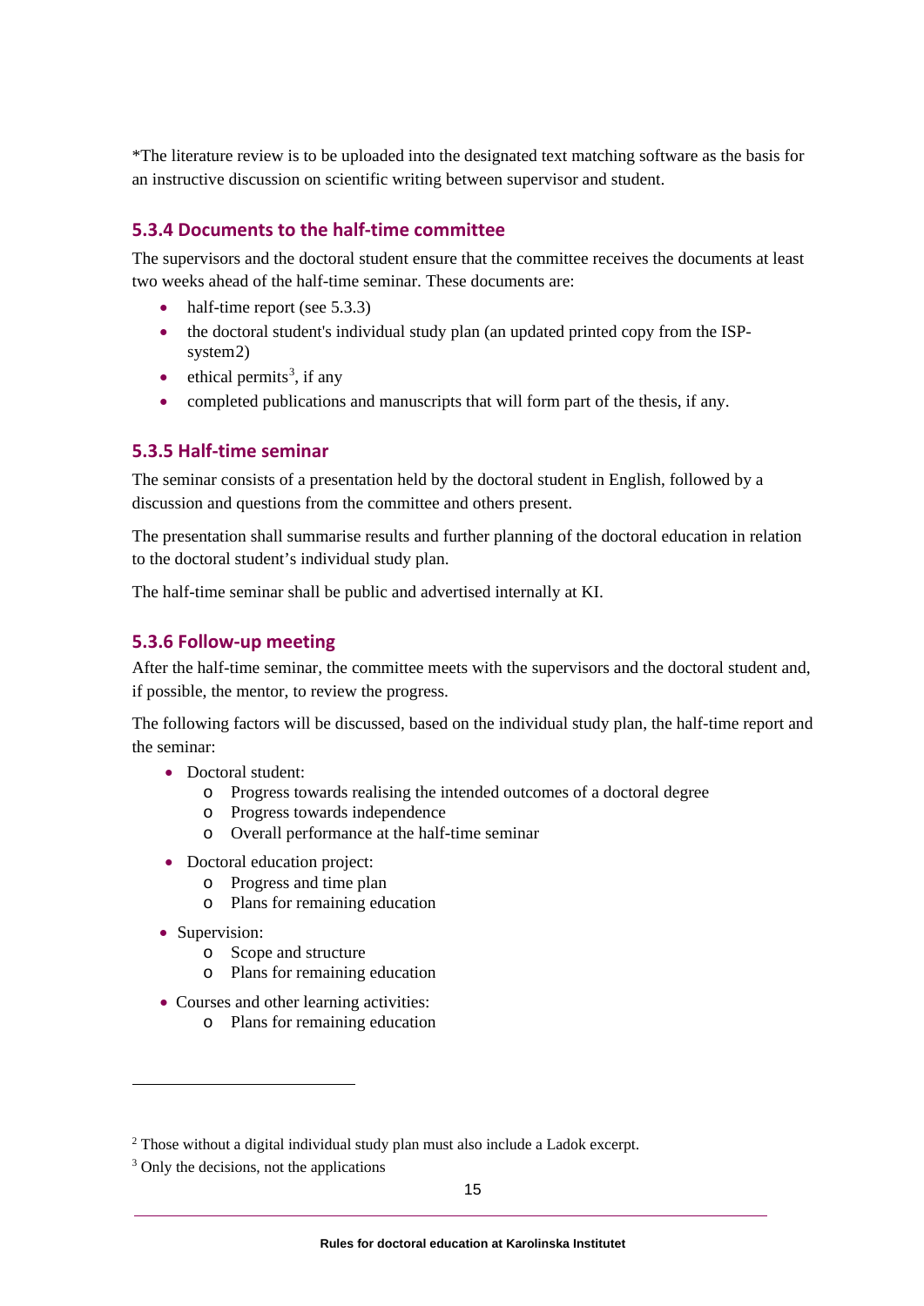*The literature review is to be uploaded into the designated text matching software as the basis for an instructive discussion on scientific writing between supervisor and student.

### 5.3.4 Documents to the half-time committee

The supervisors and the doctoral student ensure that the committee receives the documents at least two weeks ahead of the half-time seminar. These documents are:

- half-time report (see 5.3.3)
- the doctoral student's individual study plan (an updated printed copy from the ISP-system2)
- ethical permits[3], if any
- completed publications and manuscripts that will form part of the thesis, if any.

### 5.3.5 Half-time seminar

The seminar consists of a presentation held by the doctoral student in English, followed by a discussion and questions from the committee and others present.

The presentation shall summarise results and further planning of the doctoral education in relation to the doctoral student's individual study plan.

The half-time seminar shall be public and advertised internally at KI.

### 5.3.6 Follow-up meeting

After the half-time seminar, the committee meets with the supervisors and the doctoral student and, if possible, the mentor, to review the progress.

The following factors will be discussed, based on the individual study plan, the half-time report and the seminar:

- Doctoral student:
  - Progress towards realising the intended outcomes of a doctoral degree
  - Progress towards independence
  - Overall performance at the half-time seminar
- Doctoral education project:
  - Progress and time plan
  - Plans for remaining education
- Supervision:
  - Scope and structure
  - Plans for remaining education
- Courses and other learning activities:
  - Plans for remaining education

---

[2] Those without a digital individual study plan must also include a Ladok excerpt.

[3] Only the decisions, not the applications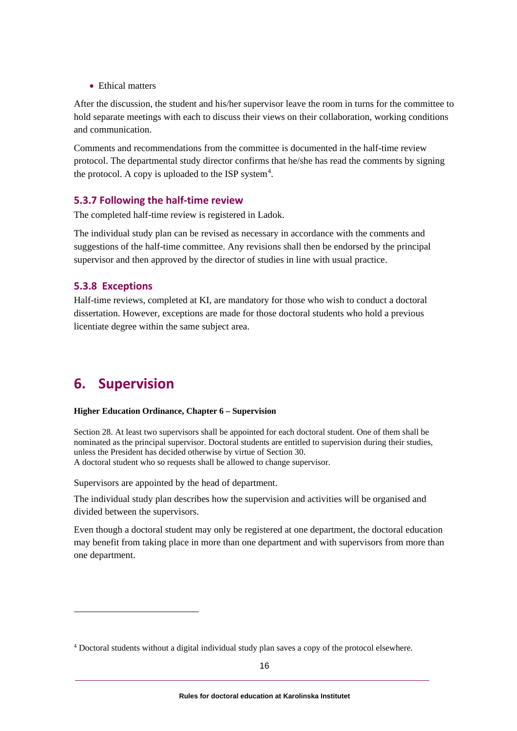- Ethical matters

After the discussion, the student and his/her supervisor leave the room in turns for the committee to hold separate meetings with each to discuss their views on their collaboration, working conditions and communication.

Comments and recommendations from the committee is documented in the half-time review protocol. The departmental study director confirms that he/she has read the comments by signing the protocol. A copy is uploaded to the ISP system[4].

### 5.3.7 Following the half-time review

The completed half-time review is registered in Ladok.

The individual study plan can be revised as necessary in accordance with the comments and suggestions of the half-time committee. Any revisions shall then be endorsed by the principal supervisor and then approved by the director of studies in line with usual practice.

### 5.3.8 Exceptions

Half-time reviews, completed at KI, are mandatory for those who wish to conduct a doctoral dissertation. However, exceptions are made for those doctoral students who hold a previous licentiate degree within the same subject area.

# 6. Supervision

**Higher Education Ordinance, Chapter 6 – Supervision**

Section 28. At least two supervisors shall be appointed for each doctoral student. One of them shall be nominated as the principal supervisor. Doctoral students are entitled to supervision during their studies, unless the President has decided otherwise by virtue of Section 30.
A doctoral student who so requests shall be allowed to change supervisor.

Supervisors are appointed by the head of department.

The individual study plan describes how the supervision and activities will be organised and divided between the supervisors.

Even though a doctoral student may only be registered at one department, the doctoral education may benefit from taking place in more than one department and with supervisors from more than one department.

[4] Doctoral students without a digital individual study plan saves a copy of the protocol elsewhere.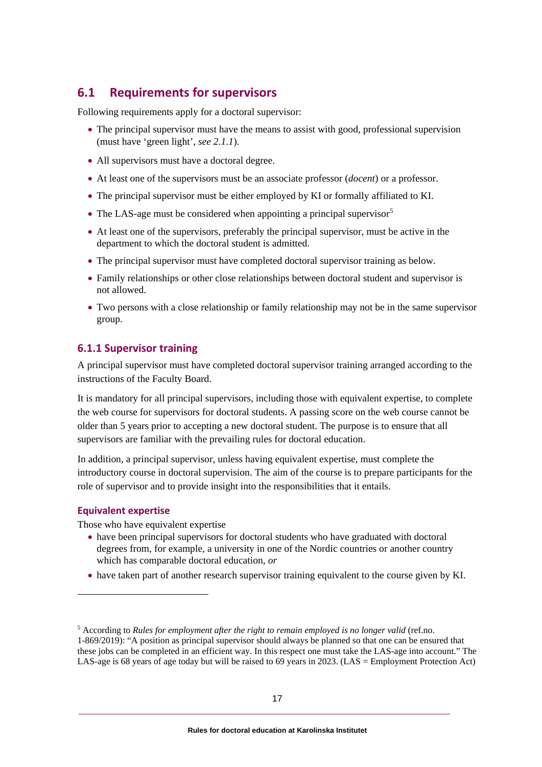## 6.1 Requirements for supervisors

Following requirements apply for a doctoral supervisor:

- The principal supervisor must have the means to assist with good, professional supervision (must have 'green light', *see 2.1.1*).
- All supervisors must have a doctoral degree.
- At least one of the supervisors must be an associate professor (*docent*) or a professor.
- The principal supervisor must be either employed by KI or formally affiliated to KI.
- The LAS-age must be considered when appointing a principal supervisor[5]
- At least one of the supervisors, preferably the principal supervisor, must be active in the department to which the doctoral student is admitted.
- The principal supervisor must have completed doctoral supervisor training as below.
- Family relationships or other close relationships between doctoral student and supervisor is not allowed.
- Two persons with a close relationship or family relationship may not be in the same supervisor group.

### 6.1.1 Supervisor training

A principal supervisor must have completed doctoral supervisor training arranged according to the instructions of the Faculty Board.

It is mandatory for all principal supervisors, including those with equivalent expertise, to complete the web course for supervisors for doctoral students. A passing score on the web course cannot be older than 5 years prior to accepting a new doctoral student. The purpose is to ensure that all supervisors are familiar with the prevailing rules for doctoral education.

In addition, a principal supervisor, unless having equivalent expertise, must complete the introductory course in doctoral supervision. The aim of the course is to prepare participants for the role of supervisor and to provide insight into the responsibilities that it entails.

#### Equivalent expertise

Those who have equivalent expertise

- have been principal supervisors for doctoral students who have graduated with doctoral degrees from, for example, a university in one of the Nordic countries or another country which has comparable doctoral education, *or*
- have taken part of another research supervisor training equivalent to the course given by KI.

---

[5] According to *Rules for employment after the right to remain employed is no longer valid* (ref.no. 1-869/2019): "A position as principal supervisor should always be planned so that one can be ensured that these jobs can be completed in an efficient way. In this respect one must take the LAS-age into account." The LAS-age is 68 years of age today but will be raised to 69 years in 2023. (LAS = Employment Protection Act)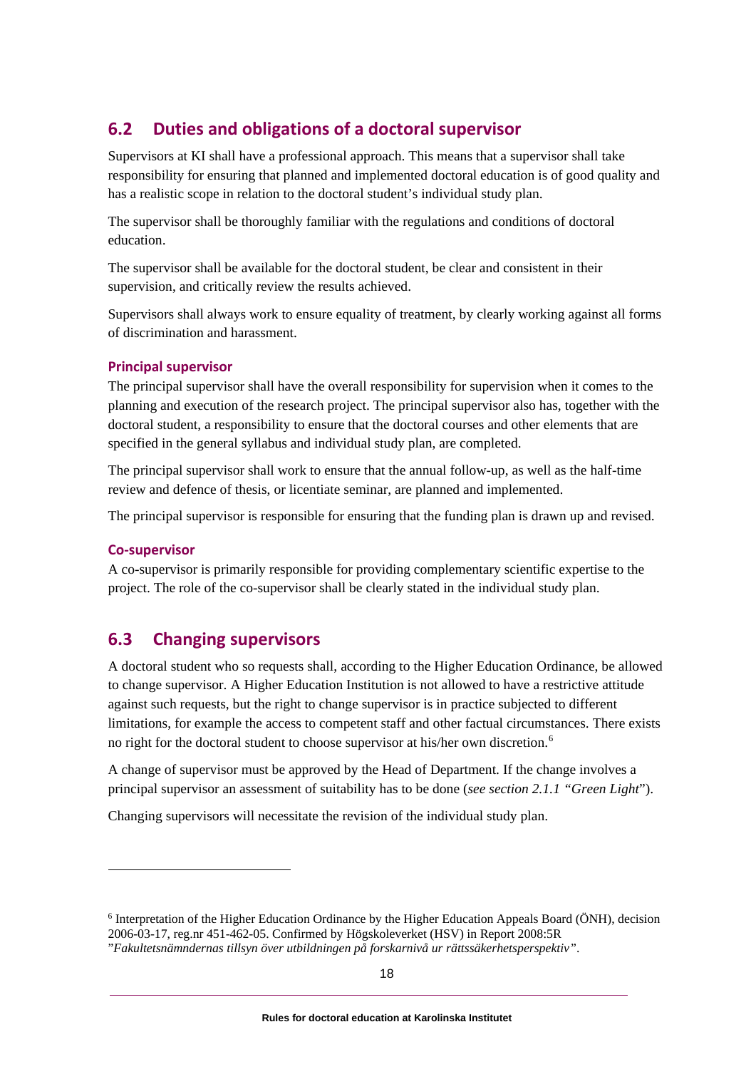## 6.2 Duties and obligations of a doctoral supervisor

Supervisors at KI shall have a professional approach. This means that a supervisor shall take responsibility for ensuring that planned and implemented doctoral education is of good quality and has a realistic scope in relation to the doctoral student's individual study plan.

The supervisor shall be thoroughly familiar with the regulations and conditions of doctoral education.

The supervisor shall be available for the doctoral student, be clear and consistent in their supervision, and critically review the results achieved.

Supervisors shall always work to ensure equality of treatment, by clearly working against all forms of discrimination and harassment.

### Principal supervisor

The principal supervisor shall have the overall responsibility for supervision when it comes to the planning and execution of the research project. The principal supervisor also has, together with the doctoral student, a responsibility to ensure that the doctoral courses and other elements that are specified in the general syllabus and individual study plan, are completed.

The principal supervisor shall work to ensure that the annual follow-up, as well as the half-time review and defence of thesis, or licentiate seminar, are planned and implemented.

The principal supervisor is responsible for ensuring that the funding plan is drawn up and revised.

### Co-supervisor

A co-supervisor is primarily responsible for providing complementary scientific expertise to the project. The role of the co-supervisor shall be clearly stated in the individual study plan.

## 6.3 Changing supervisors

A doctoral student who so requests shall, according to the Higher Education Ordinance, be allowed to change supervisor. A Higher Education Institution is not allowed to have a restrictive attitude against such requests, but the right to change supervisor is in practice subjected to different limitations, for example the access to competent staff and other factual circumstances. There exists no right for the doctoral student to choose supervisor at his/her own discretion.[6]

A change of supervisor must be approved by the Head of Department. If the change involves a principal supervisor an assessment of suitability has to be done (*see section 2.1.1 "Green Light*").

Changing supervisors will necessitate the revision of the individual study plan.

---

[6] Interpretation of the Higher Education Ordinance by the Higher Education Appeals Board (ÖNH), decision 2006-03-17, reg.nr 451-462-05. Confirmed by Högskoleverket (HSV) in Report 2008:5R "*Fakultetsnämndernas tillsyn över utbildningen på forskarnivå ur rättssäkerhetsperspektiv*".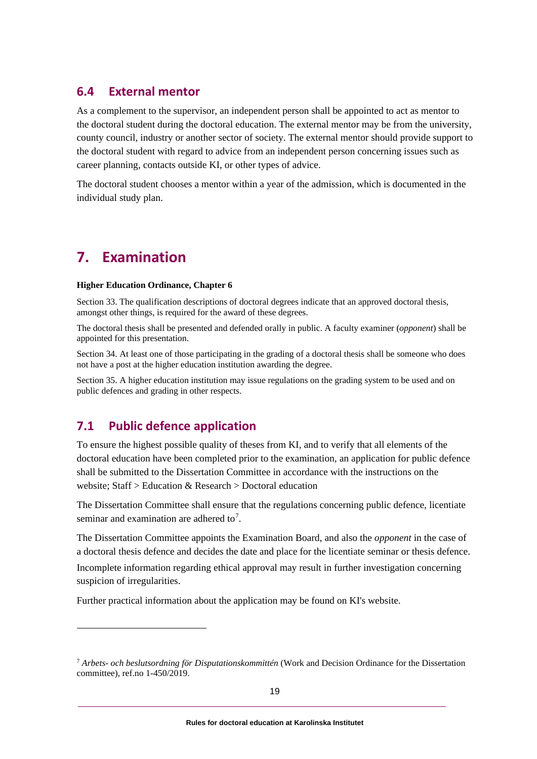### 6.4 External mentor

As a complement to the supervisor, an independent person shall be appointed to act as mentor to the doctoral student during the doctoral education. The external mentor may be from the university, county council, industry or another sector of society. The external mentor should provide support to the doctoral student with regard to advice from an independent person concerning issues such as career planning, contacts outside KI, or other types of advice.

The doctoral student chooses a mentor within a year of the admission, which is documented in the individual study plan.

## 7. Examination

**Higher Education Ordinance, Chapter 6**

Section 33. The qualification descriptions of doctoral degrees indicate that an approved doctoral thesis, amongst other things, is required for the award of these degrees.

The doctoral thesis shall be presented and defended orally in public. A faculty examiner (*opponent*) shall be appointed for this presentation.

Section 34. At least one of those participating in the grading of a doctoral thesis shall be someone who does not have a post at the higher education institution awarding the degree.

Section 35. A higher education institution may issue regulations on the grading system to be used and on public defences and grading in other respects.

### 7.1 Public defence application

To ensure the highest possible quality of theses from KI, and to verify that all elements of the doctoral education have been completed prior to the examination, an application for public defence shall be submitted to the Dissertation Committee in accordance with the instructions on the website; Staff > Education & Research > Doctoral education

The Dissertation Committee shall ensure that the regulations concerning public defence, licentiate seminar and examination are adhered to[7].

The Dissertation Committee appoints the Examination Board, and also the *opponent* in the case of a doctoral thesis defence and decides the date and place for the licentiate seminar or thesis defence.

Incomplete information regarding ethical approval may result in further investigation concerning suspicion of irregularities.

Further practical information about the application may be found on KI's website.

---

[7] *Arbets- och beslutsordning för Disputationskommittén* (Work and Decision Ordinance for the Dissertation committee), ref.no 1-450/2019.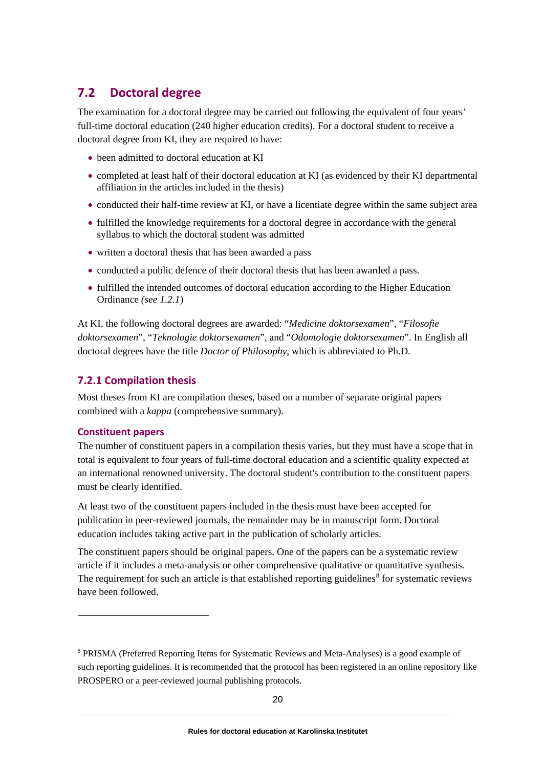## 7.2 Doctoral degree

The examination for a doctoral degree may be carried out following the equivalent of four years' full-time doctoral education (240 higher education credits). For a doctoral student to receive a doctoral degree from KI, they are required to have:

- been admitted to doctoral education at KI
- completed at least half of their doctoral education at KI (as evidenced by their KI departmental affiliation in the articles included in the thesis)
- conducted their half-time review at KI, or have a licentiate degree within the same subject area
- fulfilled the knowledge requirements for a doctoral degree in accordance with the general syllabus to which the doctoral student was admitted
- written a doctoral thesis that has been awarded a pass
- conducted a public defence of their doctoral thesis that has been awarded a pass.
- fulfilled the intended outcomes of doctoral education according to the Higher Education Ordinance *(see 1.2.1*)

At KI, the following doctoral degrees are awarded: "*Medicine doktorsexamen*", "*Filosofie doktorsexamen*", "*Teknologie doktorsexamen*", and "*Odontologie doktorsexamen*". In English all doctoral degrees have the title *Doctor of Philosophy*, which is abbreviated to Ph.D.

### 7.2.1 Compilation thesis

Most theses from KI are compilation theses, based on a number of separate original papers combined with a *kappa* (comprehensive summary).

#### Constituent papers

The number of constituent papers in a compilation thesis varies, but they must have a scope that in total is equivalent to four years of full-time doctoral education and a scientific quality expected at an international renowned university. The doctoral student's contribution to the constituent papers must be clearly identified.

At least two of the constituent papers included in the thesis must have been accepted for publication in peer-reviewed journals, the remainder may be in manuscript form. Doctoral education includes taking active part in the publication of scholarly articles.

The constituent papers should be original papers. One of the papers can be a systematic review article if it includes a meta-analysis or other comprehensive qualitative or quantitative synthesis. The requirement for such an article is that established reporting guidelines[8] for systematic reviews have been followed.

---

[8] PRISMA (Preferred Reporting Items for Systematic Reviews and Meta-Analyses) is a good example of such reporting guidelines. It is recommended that the protocol has been registered in an online repository like PROSPERO or a peer-reviewed journal publishing protocols.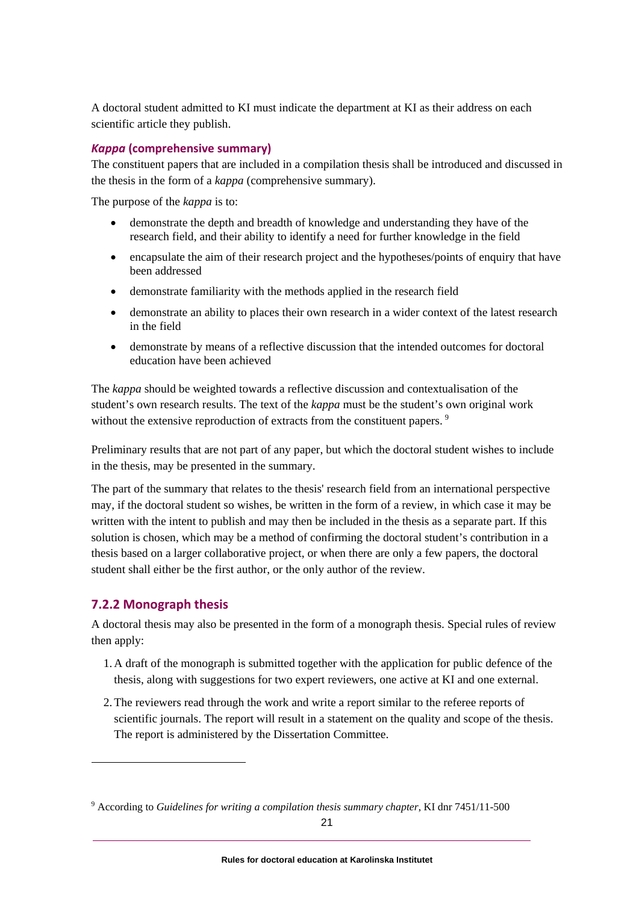A doctoral student admitted to KI must indicate the department at KI as their address on each scientific article they publish.

### *Kappa* (comprehensive summary)

The constituent papers that are included in a compilation thesis shall be introduced and discussed in the thesis in the form of a *kappa* (comprehensive summary).

The purpose of the *kappa* is to:

- demonstrate the depth and breadth of knowledge and understanding they have of the research field, and their ability to identify a need for further knowledge in the field
- encapsulate the aim of their research project and the hypotheses/points of enquiry that have been addressed
- demonstrate familiarity with the methods applied in the research field
- demonstrate an ability to places their own research in a wider context of the latest research in the field
- demonstrate by means of a reflective discussion that the intended outcomes for doctoral education have been achieved

The *kappa* should be weighted towards a reflective discussion and contextualisation of the student's own research results. The text of the *kappa* must be the student's own original work without the extensive reproduction of extracts from the constituent papers. [9]

Preliminary results that are not part of any paper, but which the doctoral student wishes to include in the thesis, may be presented in the summary.

The part of the summary that relates to the thesis' research field from an international perspective may, if the doctoral student so wishes, be written in the form of a review, in which case it may be written with the intent to publish and may then be included in the thesis as a separate part. If this solution is chosen, which may be a method of confirming the doctoral student's contribution in a thesis based on a larger collaborative project, or when there are only a few papers, the doctoral student shall either be the first author, or the only author of the review.

## 7.2.2 Monograph thesis

A doctoral thesis may also be presented in the form of a monograph thesis. Special rules of review then apply:

1. A draft of the monograph is submitted together with the application for public defence of the thesis, along with suggestions for two expert reviewers, one active at KI and one external.
2. The reviewers read through the work and write a report similar to the referee reports of scientific journals. The report will result in a statement on the quality and scope of the thesis. The report is administered by the Dissertation Committee.

---

[9] According to *Guidelines for writing a compilation thesis summary chapter*, KI dnr 7451/11-500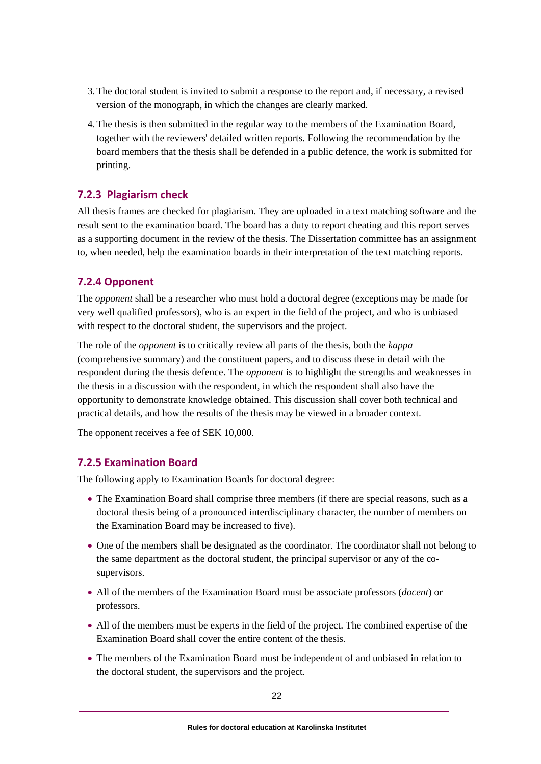3. The doctoral student is invited to submit a response to the report and, if necessary, a revised version of the monograph, in which the changes are clearly marked.

4. The thesis is then submitted in the regular way to the members of the Examination Board, together with the reviewers' detailed written reports. Following the recommendation by the board members that the thesis shall be defended in a public defence, the work is submitted for printing.

### 7.2.3 Plagiarism check

All thesis frames are checked for plagiarism. They are uploaded in a text matching software and the result sent to the examination board. The board has a duty to report cheating and this report serves as a supporting document in the review of the thesis. The Dissertation committee has an assignment to, when needed, help the examination boards in their interpretation of the text matching reports.

### 7.2.4 Opponent

The *opponent* shall be a researcher who must hold a doctoral degree (exceptions may be made for very well qualified professors), who is an expert in the field of the project, and who is unbiased with respect to the doctoral student, the supervisors and the project.

The role of the *opponent* is to critically review all parts of the thesis, both the *kappa* (comprehensive summary) and the constituent papers, and to discuss these in detail with the respondent during the thesis defence. The *opponent* is to highlight the strengths and weaknesses in the thesis in a discussion with the respondent, in which the respondent shall also have the opportunity to demonstrate knowledge obtained. This discussion shall cover both technical and practical details, and how the results of the thesis may be viewed in a broader context.

The opponent receives a fee of SEK 10,000.

### 7.2.5 Examination Board

The following apply to Examination Boards for doctoral degree:

- The Examination Board shall comprise three members (if there are special reasons, such as a doctoral thesis being of a pronounced interdisciplinary character, the number of members on the Examination Board may be increased to five).
- One of the members shall be designated as the coordinator. The coordinator shall not belong to the same department as the doctoral student, the principal supervisor or any of the co-supervisors.
- All of the members of the Examination Board must be associate professors (*docent*) or professors.
- All of the members must be experts in the field of the project. The combined expertise of the Examination Board shall cover the entire content of the thesis.
- The members of the Examination Board must be independent of and unbiased in relation to the doctoral student, the supervisors and the project.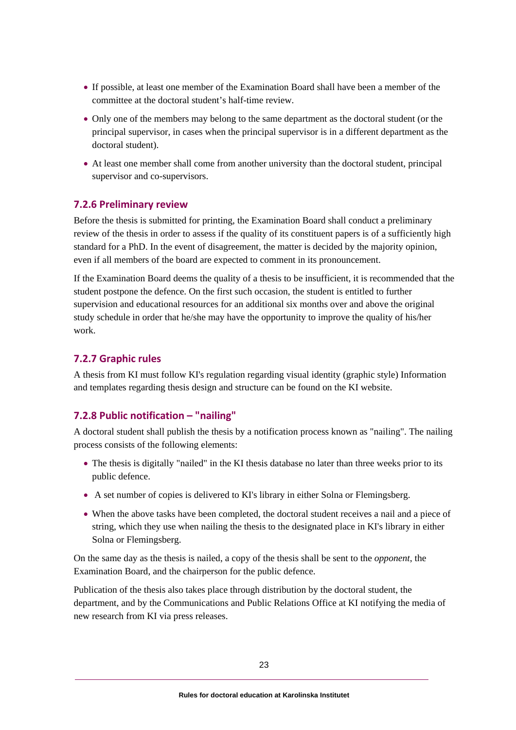- If possible, at least one member of the Examination Board shall have been a member of the committee at the doctoral student's half-time review.
- Only one of the members may belong to the same department as the doctoral student (or the principal supervisor, in cases when the principal supervisor is in a different department as the doctoral student).
- At least one member shall come from another university than the doctoral student, principal supervisor and co-supervisors.

### 7.2.6 Preliminary review

Before the thesis is submitted for printing, the Examination Board shall conduct a preliminary review of the thesis in order to assess if the quality of its constituent papers is of a sufficiently high standard for a PhD. In the event of disagreement, the matter is decided by the majority opinion, even if all members of the board are expected to comment in its pronouncement.

If the Examination Board deems the quality of a thesis to be insufficient, it is recommended that the student postpone the defence. On the first such occasion, the student is entitled to further supervision and educational resources for an additional six months over and above the original study schedule in order that he/she may have the opportunity to improve the quality of his/her work.

### 7.2.7 Graphic rules

A thesis from KI must follow KI's regulation regarding visual identity (graphic style) Information and templates regarding thesis design and structure can be found on the KI website.

### 7.2.8 Public notification – "nailing"

A doctoral student shall publish the thesis by a notification process known as "nailing". The nailing process consists of the following elements:

- The thesis is digitally "nailed" in the KI thesis database no later than three weeks prior to its public defence.
- A set number of copies is delivered to KI's library in either Solna or Flemingsberg.
- When the above tasks have been completed, the doctoral student receives a nail and a piece of string, which they use when nailing the thesis to the designated place in KI's library in either Solna or Flemingsberg.

On the same day as the thesis is nailed, a copy of the thesis shall be sent to the *opponent*, the Examination Board, and the chairperson for the public defence.

Publication of the thesis also takes place through distribution by the doctoral student, the department, and by the Communications and Public Relations Office at KI notifying the media of new research from KI via press releases.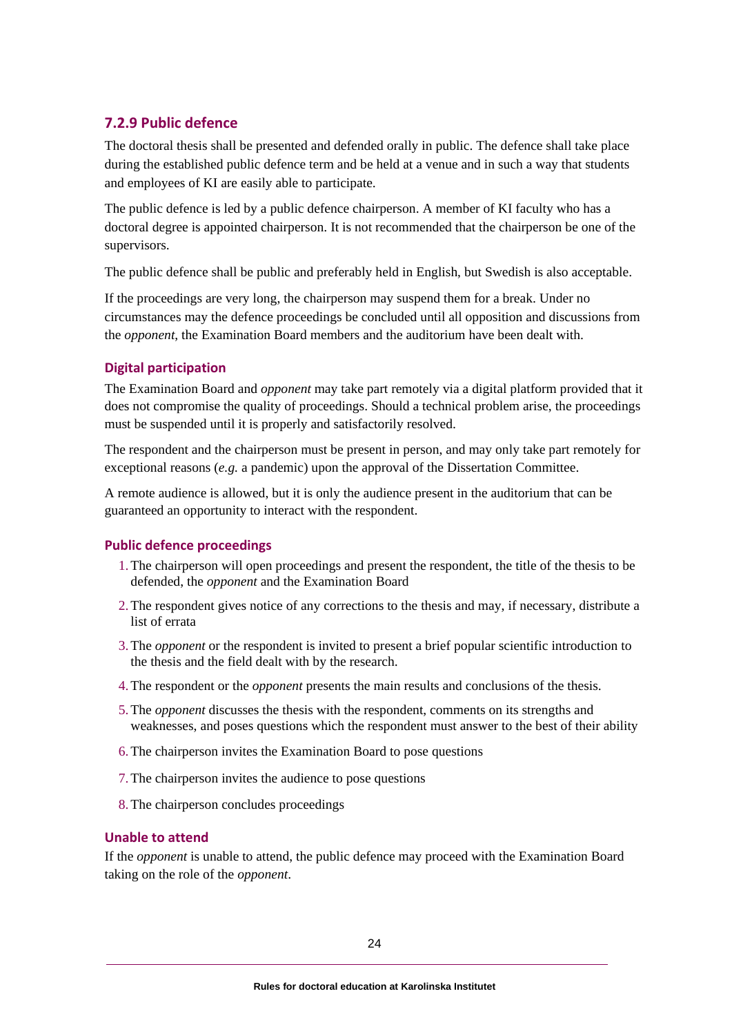### 7.2.9 Public defence

The doctoral thesis shall be presented and defended orally in public. The defence shall take place during the established public defence term and be held at a venue and in such a way that students and employees of KI are easily able to participate.

The public defence is led by a public defence chairperson. A member of KI faculty who has a doctoral degree is appointed chairperson. It is not recommended that the chairperson be one of the supervisors.

The public defence shall be public and preferably held in English, but Swedish is also acceptable.

If the proceedings are very long, the chairperson may suspend them for a break. Under no circumstances may the defence proceedings be concluded until all opposition and discussions from the *opponent*, the Examination Board members and the auditorium have been dealt with.

#### Digital participation

The Examination Board and *opponent* may take part remotely via a digital platform provided that it does not compromise the quality of proceedings. Should a technical problem arise, the proceedings must be suspended until it is properly and satisfactorily resolved.

The respondent and the chairperson must be present in person, and may only take part remotely for exceptional reasons (*e.g.* a pandemic) upon the approval of the Dissertation Committee.

A remote audience is allowed, but it is only the audience present in the auditorium that can be guaranteed an opportunity to interact with the respondent.

#### Public defence proceedings

1. The chairperson will open proceedings and present the respondent, the title of the thesis to be defended, the *opponent* and the Examination Board
2. The respondent gives notice of any corrections to the thesis and may, if necessary, distribute a list of errata
3. The *opponent* or the respondent is invited to present a brief popular scientific introduction to the thesis and the field dealt with by the research.
4. The respondent or the *opponent* presents the main results and conclusions of the thesis.
5. The *opponent* discusses the thesis with the respondent, comments on its strengths and weaknesses, and poses questions which the respondent must answer to the best of their ability
6. The chairperson invites the Examination Board to pose questions
7. The chairperson invites the audience to pose questions
8. The chairperson concludes proceedings

#### Unable to attend

If the *opponent* is unable to attend, the public defence may proceed with the Examination Board taking on the role of the *opponent*.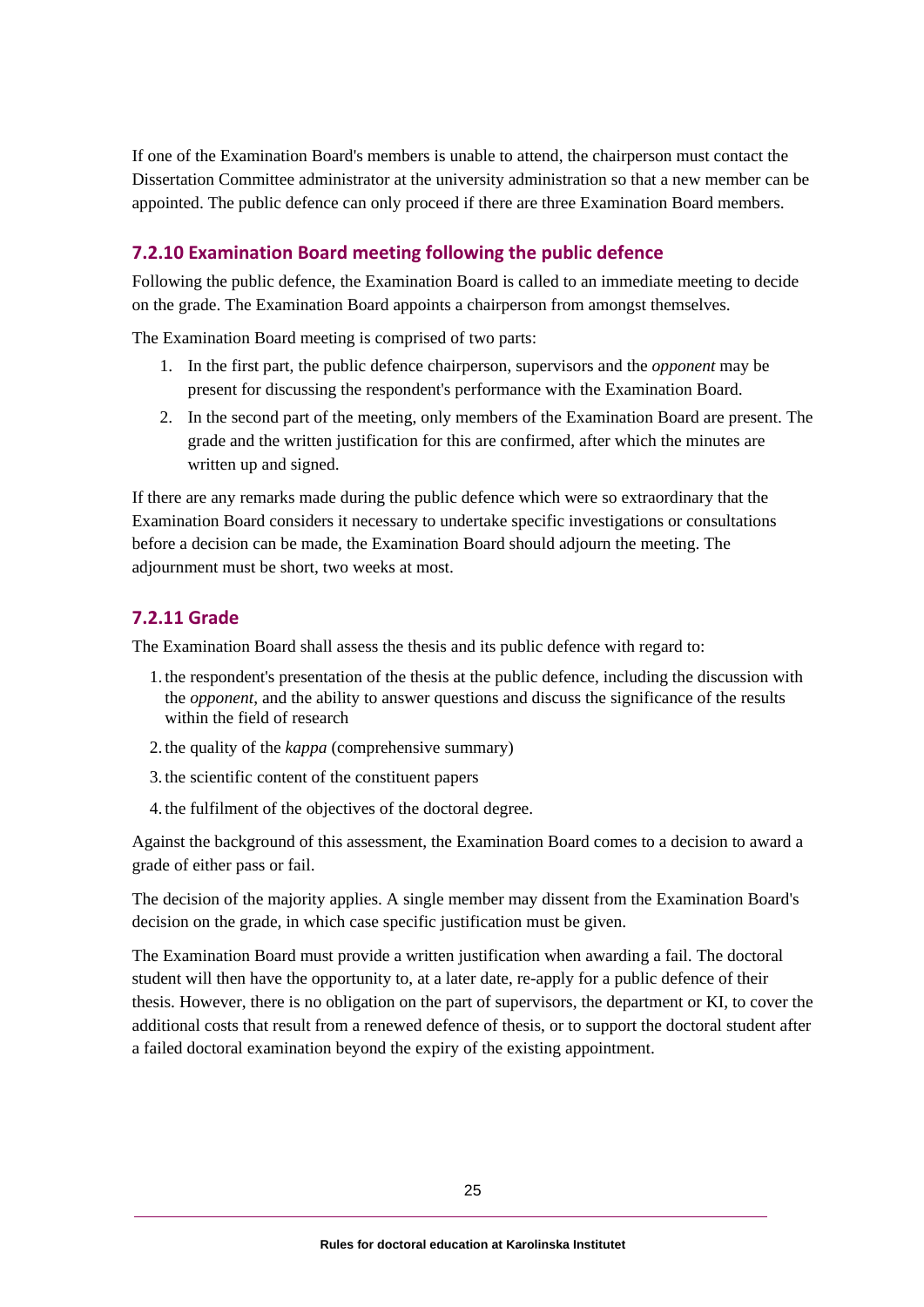If one of the Examination Board's members is unable to attend, the chairperson must contact the Dissertation Committee administrator at the university administration so that a new member can be appointed. The public defence can only proceed if there are three Examination Board members.

### 7.2.10 Examination Board meeting following the public defence

Following the public defence, the Examination Board is called to an immediate meeting to decide on the grade. The Examination Board appoints a chairperson from amongst themselves.

The Examination Board meeting is comprised of two parts:

1. In the first part, the public defence chairperson, supervisors and the *opponent* may be present for discussing the respondent's performance with the Examination Board.
2. In the second part of the meeting, only members of the Examination Board are present. The grade and the written justification for this are confirmed, after which the minutes are written up and signed.

If there are any remarks made during the public defence which were so extraordinary that the Examination Board considers it necessary to undertake specific investigations or consultations before a decision can be made, the Examination Board should adjourn the meeting. The adjournment must be short, two weeks at most.

### 7.2.11 Grade

The Examination Board shall assess the thesis and its public defence with regard to:

1. the respondent's presentation of the thesis at the public defence, including the discussion with the *opponent*, and the ability to answer questions and discuss the significance of the results within the field of research
2. the quality of the *kappa* (comprehensive summary)
3. the scientific content of the constituent papers
4. the fulfilment of the objectives of the doctoral degree.

Against the background of this assessment, the Examination Board comes to a decision to award a grade of either pass or fail.

The decision of the majority applies. A single member may dissent from the Examination Board's decision on the grade, in which case specific justification must be given.

The Examination Board must provide a written justification when awarding a fail. The doctoral student will then have the opportunity to, at a later date, re-apply for a public defence of their thesis. However, there is no obligation on the part of supervisors, the department or KI, to cover the additional costs that result from a renewed defence of thesis, or to support the doctoral student after a failed doctoral examination beyond the expiry of the existing appointment.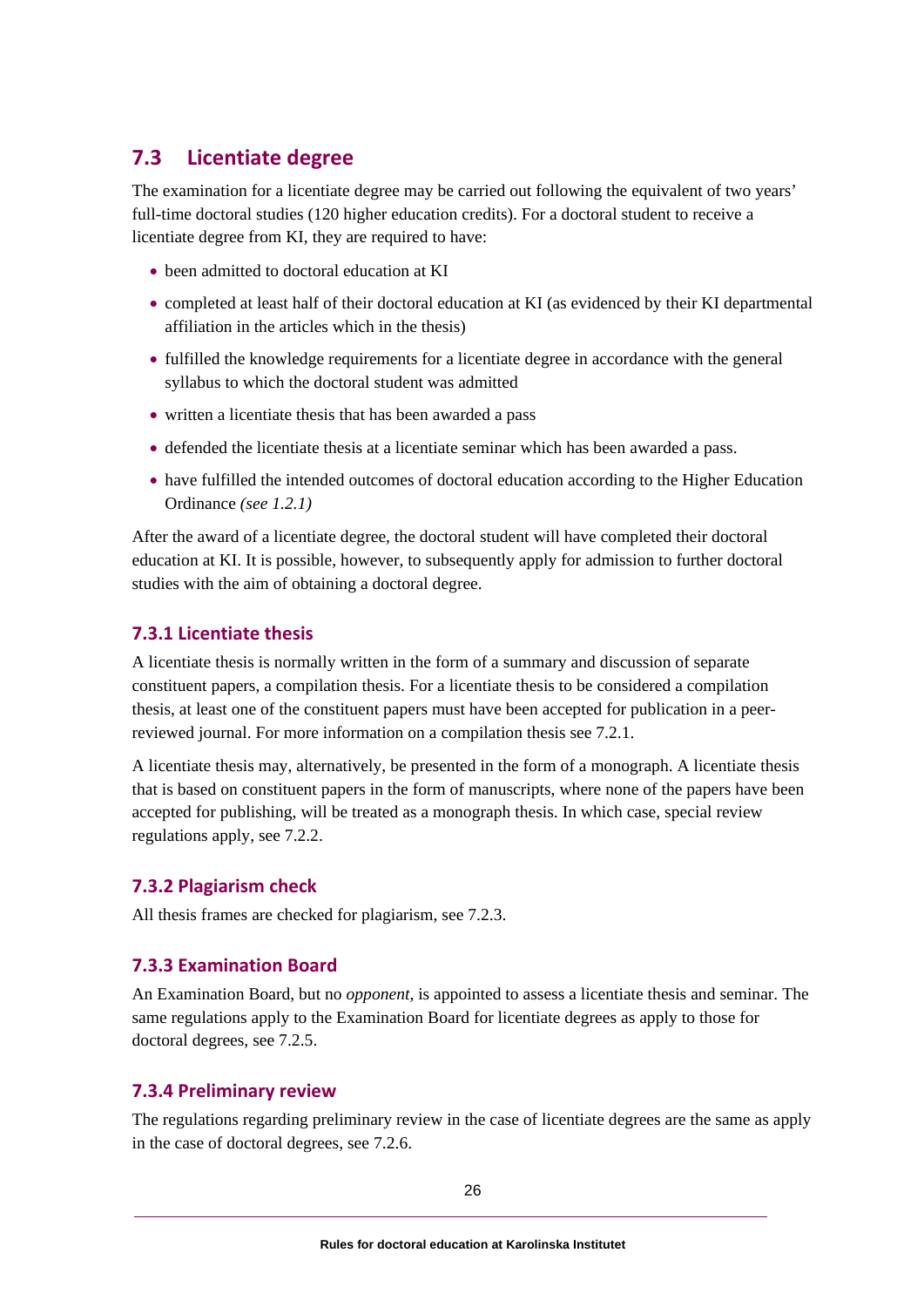## 7.3 Licentiate degree

The examination for a licentiate degree may be carried out following the equivalent of two years' full-time doctoral studies (120 higher education credits). For a doctoral student to receive a licentiate degree from KI, they are required to have:

- been admitted to doctoral education at KI
- completed at least half of their doctoral education at KI (as evidenced by their KI departmental affiliation in the articles which in the thesis)
- fulfilled the knowledge requirements for a licentiate degree in accordance with the general syllabus to which the doctoral student was admitted
- written a licentiate thesis that has been awarded a pass
- defended the licentiate thesis at a licentiate seminar which has been awarded a pass.
- have fulfilled the intended outcomes of doctoral education according to the Higher Education Ordinance *(see 1.2.1)*

After the award of a licentiate degree, the doctoral student will have completed their doctoral education at KI. It is possible, however, to subsequently apply for admission to further doctoral studies with the aim of obtaining a doctoral degree.

### 7.3.1 Licentiate thesis

A licentiate thesis is normally written in the form of a summary and discussion of separate constituent papers, a compilation thesis. For a licentiate thesis to be considered a compilation thesis, at least one of the constituent papers must have been accepted for publication in a peer-reviewed journal. For more information on a compilation thesis see 7.2.1.

A licentiate thesis may, alternatively, be presented in the form of a monograph. A licentiate thesis that is based on constituent papers in the form of manuscripts, where none of the papers have been accepted for publishing, will be treated as a monograph thesis. In which case, special review regulations apply, see 7.2.2.

### 7.3.2 Plagiarism check

All thesis frames are checked for plagiarism, see 7.2.3.

### 7.3.3 Examination Board

An Examination Board, but no *opponent*, is appointed to assess a licentiate thesis and seminar. The same regulations apply to the Examination Board for licentiate degrees as apply to those for doctoral degrees, see 7.2.5.

### 7.3.4 Preliminary review

The regulations regarding preliminary review in the case of licentiate degrees are the same as apply in the case of doctoral degrees, see 7.2.6.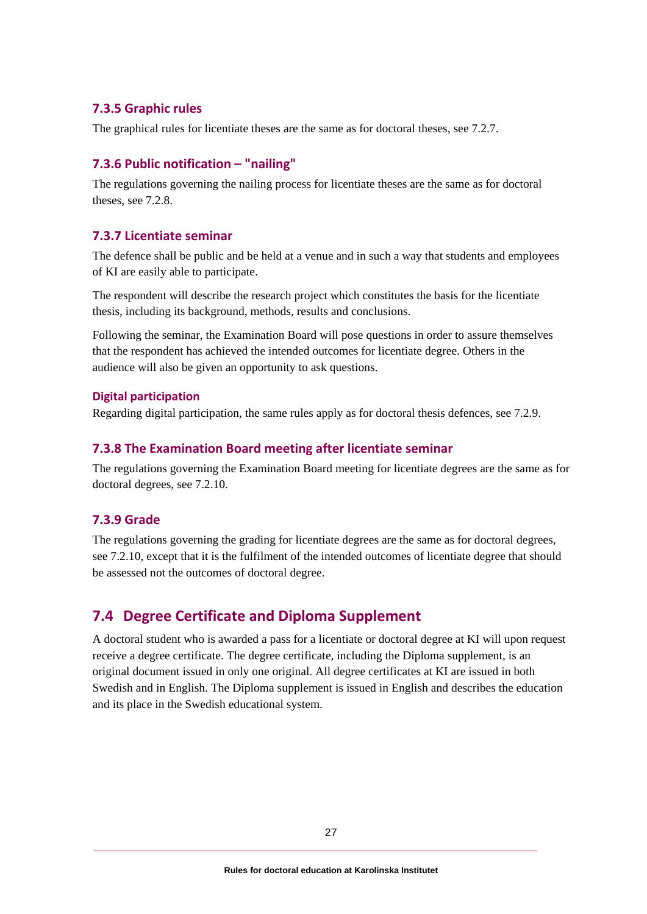### 7.3.5 Graphic rules

The graphical rules for licentiate theses are the same as for doctoral theses, see 7.2.7.

### 7.3.6 Public notification – "nailing"

The regulations governing the nailing process for licentiate theses are the same as for doctoral theses, see 7.2.8.

### 7.3.7 Licentiate seminar

The defence shall be public and be held at a venue and in such a way that students and employees of KI are easily able to participate.

The respondent will describe the research project which constitutes the basis for the licentiate thesis, including its background, methods, results and conclusions.

Following the seminar, the Examination Board will pose questions in order to assure themselves that the respondent has achieved the intended outcomes for licentiate degree. Others in the audience will also be given an opportunity to ask questions.

#### Digital participation

Regarding digital participation, the same rules apply as for doctoral thesis defences, see 7.2.9.

### 7.3.8 The Examination Board meeting after licentiate seminar

The regulations governing the Examination Board meeting for licentiate degrees are the same as for doctoral degrees, see 7.2.10.

### 7.3.9 Grade

The regulations governing the grading for licentiate degrees are the same as for doctoral degrees, see 7.2.10, except that it is the fulfilment of the intended outcomes of licentiate degree that should be assessed not the outcomes of doctoral degree.

## 7.4 Degree Certificate and Diploma Supplement

A doctoral student who is awarded a pass for a licentiate or doctoral degree at KI will upon request receive a degree certificate. The degree certificate, including the Diploma supplement, is an original document issued in only one original. All degree certificates at KI are issued in both Swedish and in English. The Diploma supplement is issued in English and describes the education and its place in the Swedish educational system.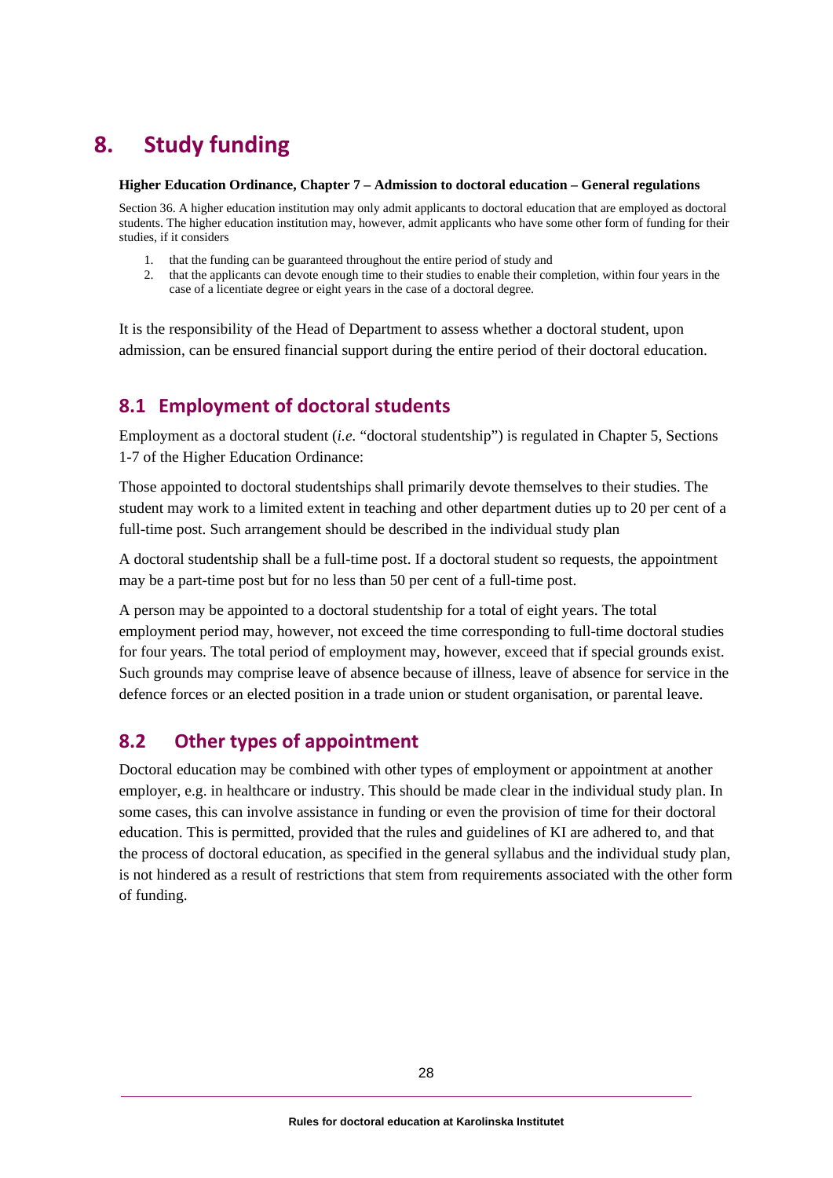# 8. Study funding

**Higher Education Ordinance, Chapter 7 – Admission to doctoral education – General regulations**

Section 36. A higher education institution may only admit applicants to doctoral education that are employed as doctoral students. The higher education institution may, however, admit applicants who have some other form of funding for their studies, if it considers

1. that the funding can be guaranteed throughout the entire period of study and
2. that the applicants can devote enough time to their studies to enable their completion, within four years in the case of a licentiate degree or eight years in the case of a doctoral degree.

It is the responsibility of the Head of Department to assess whether a doctoral student, upon admission, can be ensured financial support during the entire period of their doctoral education.

## 8.1 Employment of doctoral students

Employment as a doctoral student (*i.e.* "doctoral studentship") is regulated in Chapter 5, Sections 1-7 of the Higher Education Ordinance:

Those appointed to doctoral studentships shall primarily devote themselves to their studies. The student may work to a limited extent in teaching and other department duties up to 20 per cent of a full-time post. Such arrangement should be described in the individual study plan

A doctoral studentship shall be a full-time post. If a doctoral student so requests, the appointment may be a part-time post but for no less than 50 per cent of a full-time post.

A person may be appointed to a doctoral studentship for a total of eight years. The total employment period may, however, not exceed the time corresponding to full-time doctoral studies for four years. The total period of employment may, however, exceed that if special grounds exist. Such grounds may comprise leave of absence because of illness, leave of absence for service in the defence forces or an elected position in a trade union or student organisation, or parental leave.

## 8.2 Other types of appointment

Doctoral education may be combined with other types of employment or appointment at another employer, e.g. in healthcare or industry. This should be made clear in the individual study plan. In some cases, this can involve assistance in funding or even the provision of time for their doctoral education. This is permitted, provided that the rules and guidelines of KI are adhered to, and that the process of doctoral education, as specified in the general syllabus and the individual study plan, is not hindered as a result of restrictions that stem from requirements associated with the other form of funding.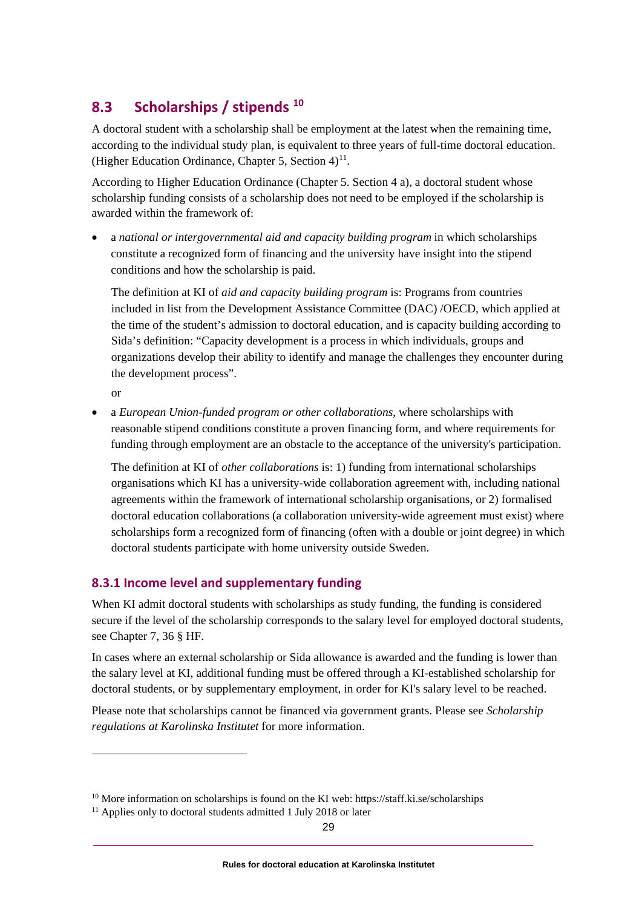## 8.3 Scholarships / stipends [10]

A doctoral student with a scholarship shall be employment at the latest when the remaining time, according to the individual study plan, is equivalent to three years of full-time doctoral education. (Higher Education Ordinance, Chapter 5, Section 4)[11].

According to Higher Education Ordinance (Chapter 5. Section 4 a), a doctoral student whose scholarship funding consists of a scholarship does not need to be employed if the scholarship is awarded within the framework of:

- a *national or intergovernmental aid and capacity building program* in which scholarships constitute a recognized form of financing and the university have insight into the stipend conditions and how the scholarship is paid.

  The definition at KI of *aid and capacity building program* is: Programs from countries included in list from the Development Assistance Committee (DAC) /OECD, which applied at the time of the student's admission to doctoral education, and is capacity building according to Sida's definition: "Capacity development is a process in which individuals, groups and organizations develop their ability to identify and manage the challenges they encounter during the development process".

  or

- a *European Union-funded program or other collaborations*, where scholarships with reasonable stipend conditions constitute a proven financing form, and where requirements for funding through employment are an obstacle to the acceptance of the university's participation.

  The definition at KI of *other collaborations* is: 1) funding from international scholarships organisations which KI has a university-wide collaboration agreement with, including national agreements within the framework of international scholarship organisations, or 2) formalised doctoral education collaborations (a collaboration university-wide agreement must exist) where scholarships form a recognized form of financing (often with a double or joint degree) in which doctoral students participate with home university outside Sweden.

### 8.3.1 Income level and supplementary funding

When KI admit doctoral students with scholarships as study funding, the funding is considered secure if the level of the scholarship corresponds to the salary level for employed doctoral students, see Chapter 7, 36 § HF.

In cases where an external scholarship or Sida allowance is awarded and the funding is lower than the salary level at KI, additional funding must be offered through a KI-established scholarship for doctoral students, or by supplementary employment, in order for KI's salary level to be reached.

Please note that scholarships cannot be financed via government grants. Please see *Scholarship regulations at Karolinska Institutet* for more information.

---

[10] More information on scholarships is found on the KI web: https://staff.ki.se/scholarships

[11] Applies only to doctoral students admitted 1 July 2018 or later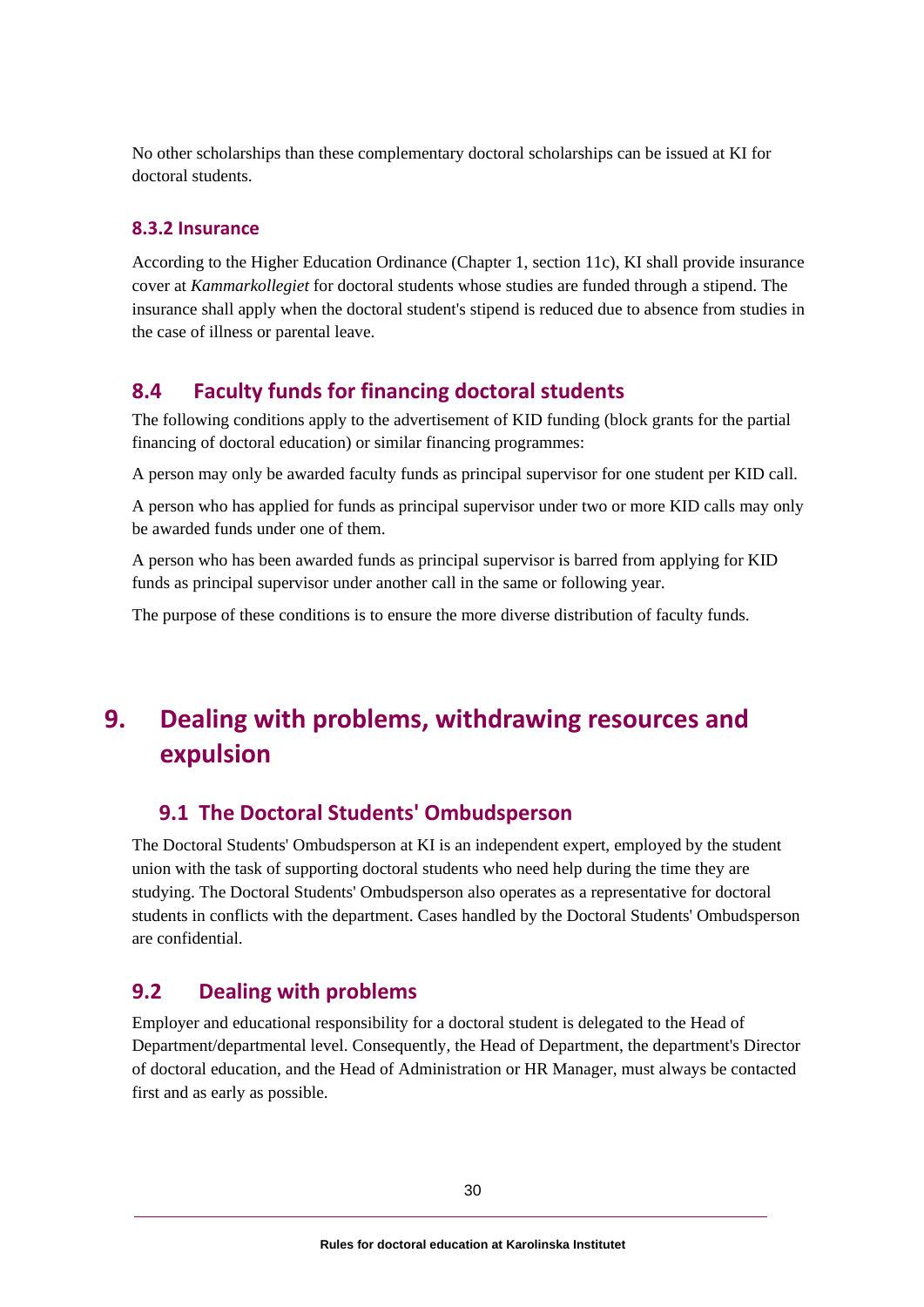No other scholarships than these complementary doctoral scholarships can be issued at KI for doctoral students.

### 8.3.2 Insurance

According to the Higher Education Ordinance (Chapter 1, section 11c), KI shall provide insurance cover at *Kammarkollegiet* for doctoral students whose studies are funded through a stipend. The insurance shall apply when the doctoral student's stipend is reduced due to absence from studies in the case of illness or parental leave.

## 8.4 Faculty funds for financing doctoral students

The following conditions apply to the advertisement of KID funding (block grants for the partial financing of doctoral education) or similar financing programmes:

A person may only be awarded faculty funds as principal supervisor for one student per KID call.

A person who has applied for funds as principal supervisor under two or more KID calls may only be awarded funds under one of them.

A person who has been awarded funds as principal supervisor is barred from applying for KID funds as principal supervisor under another call in the same or following year.

The purpose of these conditions is to ensure the more diverse distribution of faculty funds.

# 9. Dealing with problems, withdrawing resources and expulsion

## 9.1 The Doctoral Students' Ombudsperson

The Doctoral Students' Ombudsperson at KI is an independent expert, employed by the student union with the task of supporting doctoral students who need help during the time they are studying. The Doctoral Students' Ombudsperson also operates as a representative for doctoral students in conflicts with the department. Cases handled by the Doctoral Students' Ombudsperson are confidential.

## 9.2 Dealing with problems

Employer and educational responsibility for a doctoral student is delegated to the Head of Department/departmental level. Consequently, the Head of Department, the department's Director of doctoral education, and the Head of Administration or HR Manager, must always be contacted first and as early as possible.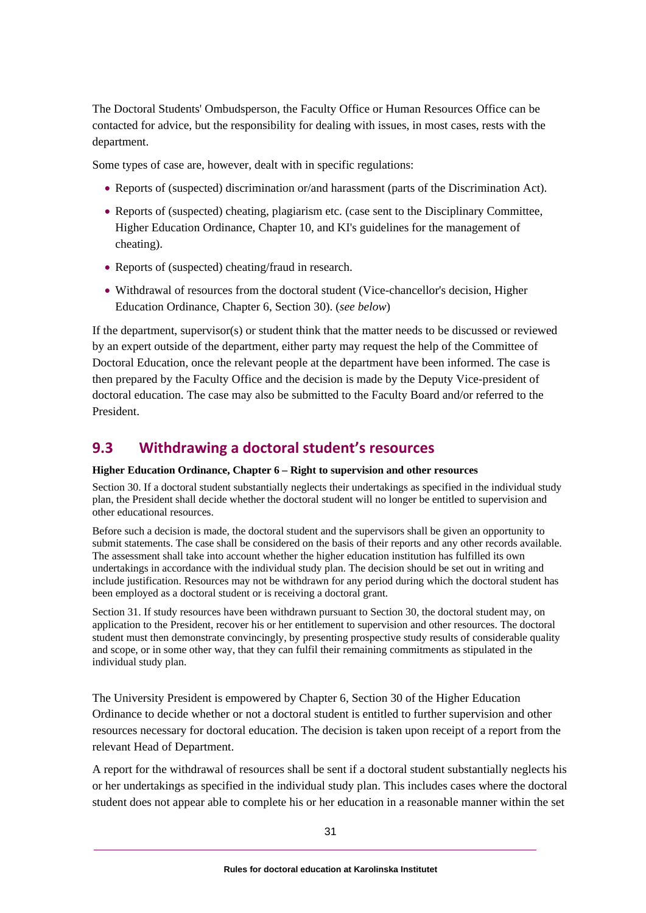The Doctoral Students' Ombudsperson, the Faculty Office or Human Resources Office can be contacted for advice, but the responsibility for dealing with issues, in most cases, rests with the department.

Some types of case are, however, dealt with in specific regulations:

- Reports of (suspected) discrimination or/and harassment (parts of the Discrimination Act).
- Reports of (suspected) cheating, plagiarism etc. (case sent to the Disciplinary Committee, Higher Education Ordinance, Chapter 10, and KI's guidelines for the management of cheating).
- Reports of (suspected) cheating/fraud in research.
- Withdrawal of resources from the doctoral student (Vice-chancellor's decision, Higher Education Ordinance, Chapter 6, Section 30). (*see below*)

If the department, supervisor(s) or student think that the matter needs to be discussed or reviewed by an expert outside of the department, either party may request the help of the Committee of Doctoral Education, once the relevant people at the department have been informed. The case is then prepared by the Faculty Office and the decision is made by the Deputy Vice-president of doctoral education. The case may also be submitted to the Faculty Board and/or referred to the President.

## 9.3 Withdrawing a doctoral student's resources

**Higher Education Ordinance, Chapter 6 – Right to supervision and other resources**

Section 30. If a doctoral student substantially neglects their undertakings as specified in the individual study plan, the President shall decide whether the doctoral student will no longer be entitled to supervision and other educational resources.

Before such a decision is made, the doctoral student and the supervisors shall be given an opportunity to submit statements. The case shall be considered on the basis of their reports and any other records available. The assessment shall take into account whether the higher education institution has fulfilled its own undertakings in accordance with the individual study plan. The decision should be set out in writing and include justification. Resources may not be withdrawn for any period during which the doctoral student has been employed as a doctoral student or is receiving a doctoral grant.

Section 31. If study resources have been withdrawn pursuant to Section 30, the doctoral student may, on application to the President, recover his or her entitlement to supervision and other resources. The doctoral student must then demonstrate convincingly, by presenting prospective study results of considerable quality and scope, or in some other way, that they can fulfil their remaining commitments as stipulated in the individual study plan.

The University President is empowered by Chapter 6, Section 30 of the Higher Education Ordinance to decide whether or not a doctoral student is entitled to further supervision and other resources necessary for doctoral education. The decision is taken upon receipt of a report from the relevant Head of Department.

A report for the withdrawal of resources shall be sent if a doctoral student substantially neglects his or her undertakings as specified in the individual study plan. This includes cases where the doctoral student does not appear able to complete his or her education in a reasonable manner within the set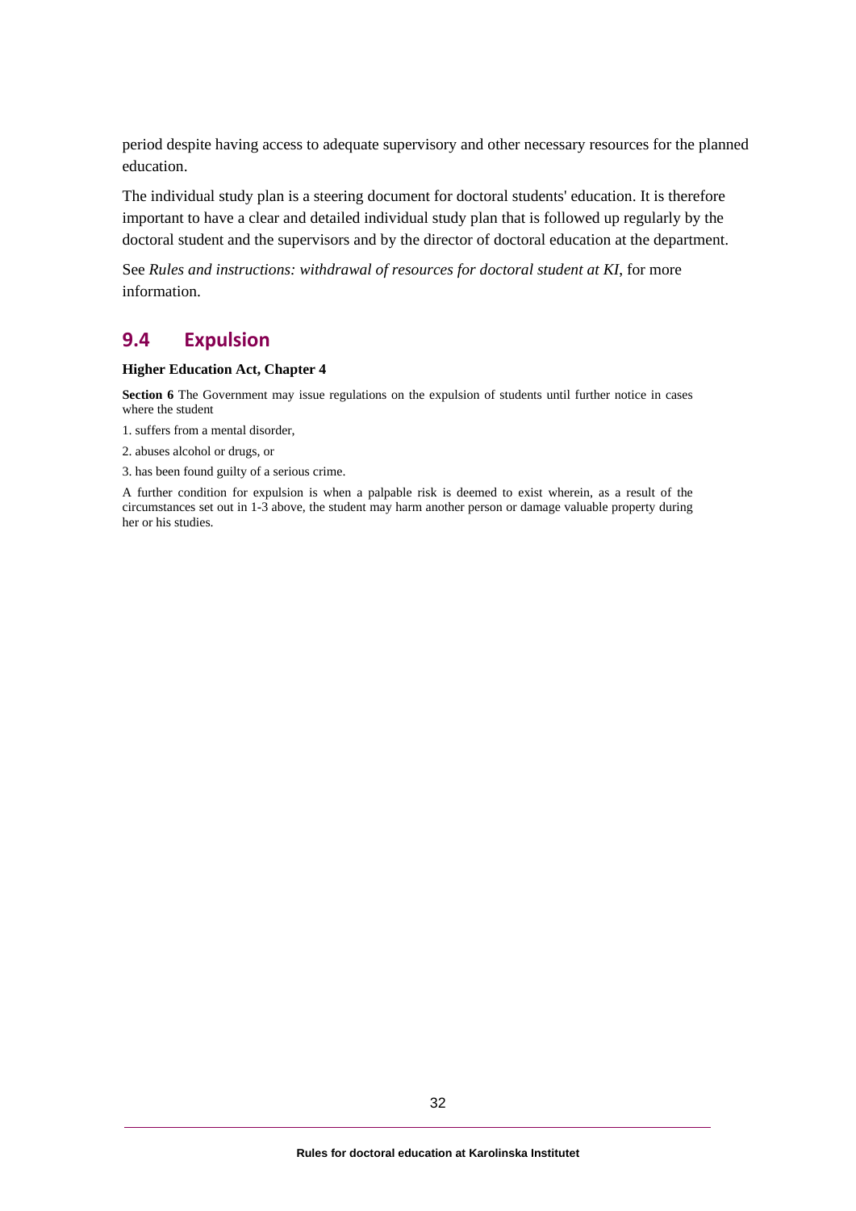period despite having access to adequate supervisory and other necessary resources for the planned education.

The individual study plan is a steering document for doctoral students' education. It is therefore important to have a clear and detailed individual study plan that is followed up regularly by the doctoral student and the supervisors and by the director of doctoral education at the department.

See *Rules and instructions: withdrawal of resources for doctoral student at KI*, for more information.

## 9.4 Expulsion

**Higher Education Act, Chapter 4**

**Section 6** The Government may issue regulations on the expulsion of students until further notice in cases where the student

1. suffers from a mental disorder,
2. abuses alcohol or drugs, or
3. has been found guilty of a serious crime.

A further condition for expulsion is when a palpable risk is deemed to exist wherein, as a result of the circumstances set out in 1-3 above, the student may harm another person or damage valuable property during her or his studies.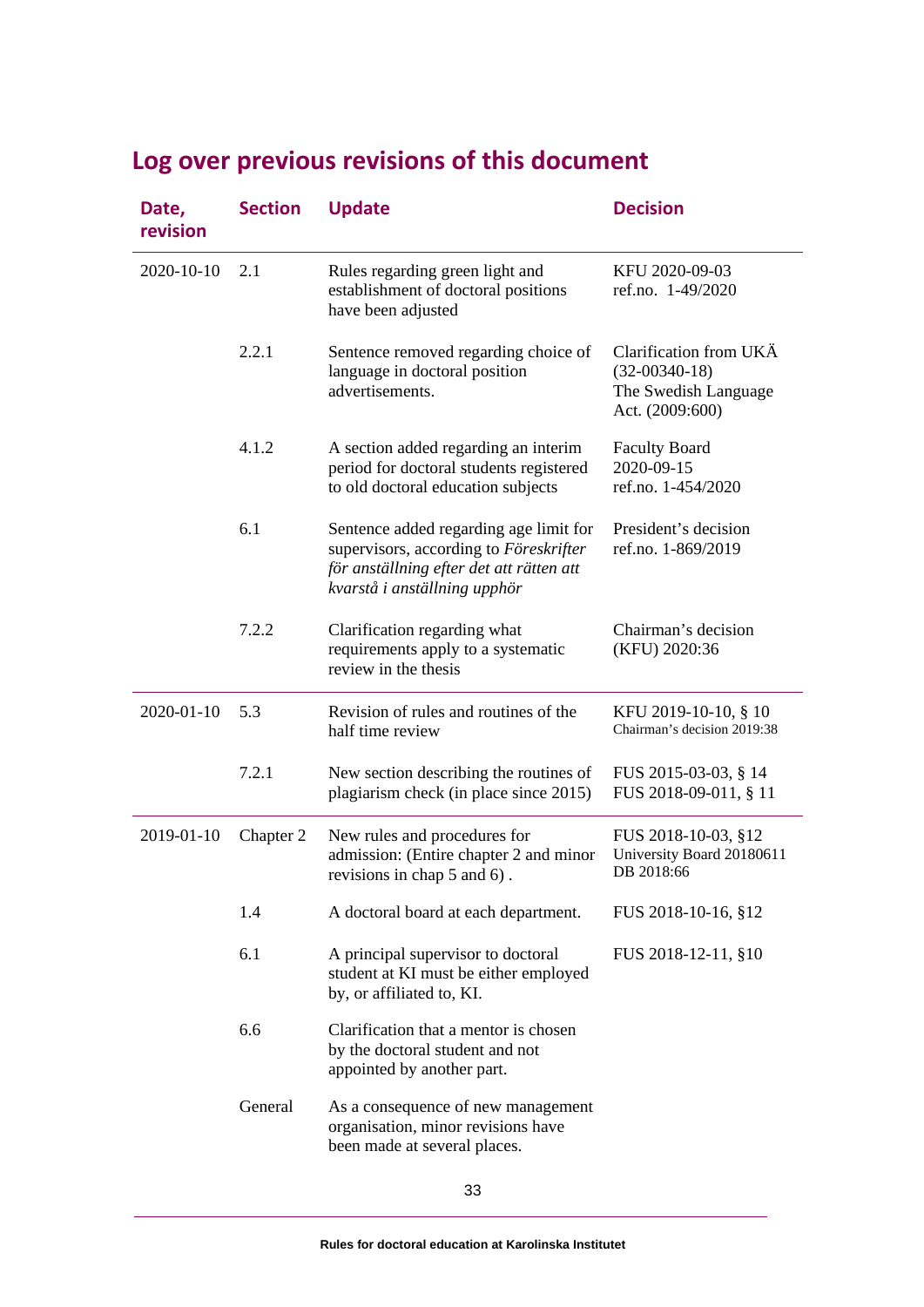## Log over previous revisions of this document

| Date, revision | Section | Update | Decision |
|---|---|---|---|
| 2020-10-10 | 2.1 | Rules regarding green light and establishment of doctoral positions have been adjusted | KFU 2020-09-03 ref.no. 1-49/2020 |
| | 2.2.1 | Sentence removed regarding choice of language in doctoral position advertisements. | Clarification from UKÄ (32-00340-18) The Swedish Language Act. (2009:600) |
| | 4.1.2 | A section added regarding an interim period for doctoral students registered to old doctoral education subjects | Faculty Board 2020-09-15 ref.no. 1-454/2020 |
| | 6.1 | Sentence added regarding age limit for supervisors, according to *Föreskrifter för anställning efter det att rätten att kvarstå i anställning upphör* | President's decision ref.no. 1-869/2019 |
| | 7.2.2 | Clarification regarding what requirements apply to a systematic review in the thesis | Chairman's decision (KFU) 2020:36 |
| 2020-01-10 | 5.3 | Revision of rules and routines of the half time review | KFU 2019-10-10, § 10 Chairman's decision 2019:38 |
| | 7.2.1 | New section describing the routines of plagiarism check (in place since 2015) | FUS 2015-03-03, § 14 FUS 2018-09-011, § 11 |
| 2019-01-10 | Chapter 2 | New rules and procedures for admission: (Entire chapter 2 and minor revisions in chap 5 and 6) . | FUS 2018-10-03, §12 University Board 20180611 DB 2018:66 |
| | 1.4 | A doctoral board at each department. | FUS 2018-10-16, §12 |
| | 6.1 | A principal supervisor to doctoral student at KI must be either employed by, or affiliated to, KI. | FUS 2018-12-11, §10 |
| | 6.6 | Clarification that a mentor is chosen by the doctoral student and not appointed by another part. | |
| | General | As a consequence of new management organisation, minor revisions have been made at several places. | |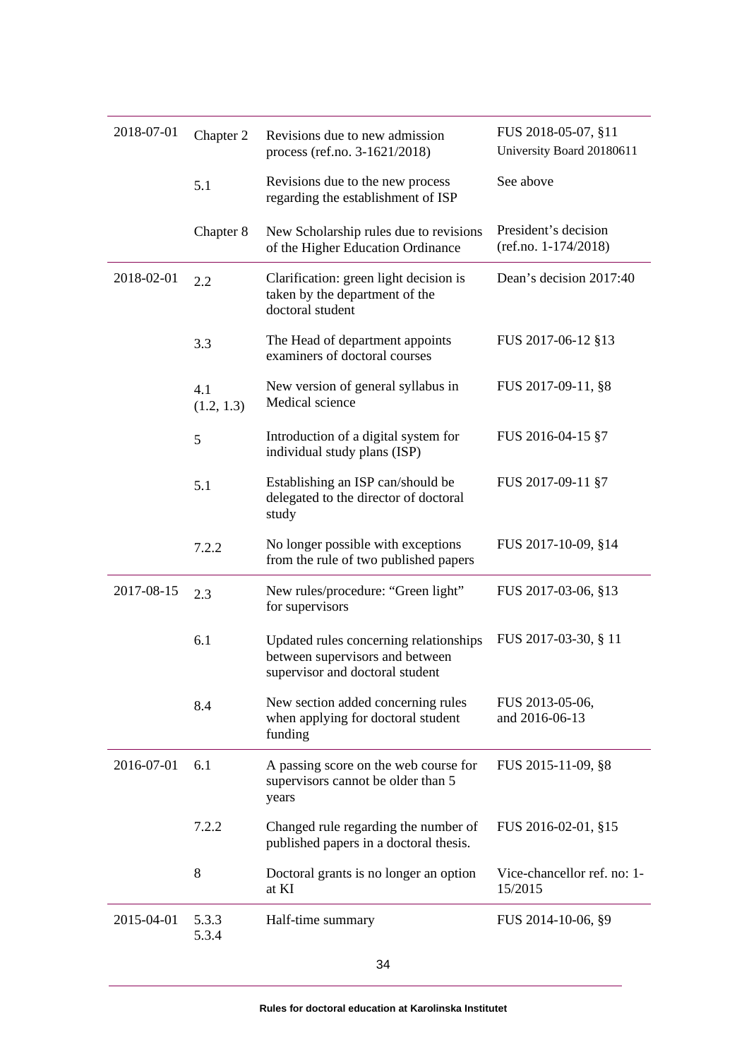| | | | |
|---|---|---|---|
| 2018-07-01 | Chapter 2 | Revisions due to new admission process (ref.no. 3-1621/2018) | FUS 2018-05-07, §11 University Board 20180611 |
| | 5.1 | Revisions due to the new process regarding the establishment of ISP | See above |
| | Chapter 8 | New Scholarship rules due to revisions of the Higher Education Ordinance | President's decision (ref.no. 1-174/2018) |
| 2018-02-01 | 2.2 | Clarification: green light decision is taken by the department of the doctoral student | Dean's decision 2017:40 |
| | 3.3 | The Head of department appoints examiners of doctoral courses | FUS 2017-06-12 §13 |
| | 4.1 (1.2, 1.3) | New version of general syllabus in Medical science | FUS 2017-09-11, §8 |
| | 5 | Introduction of a digital system for individual study plans (ISP) | FUS 2016-04-15 §7 |
| | 5.1 | Establishing an ISP can/should be delegated to the director of doctoral study | FUS 2017-09-11 §7 |
| | 7.2.2 | No longer possible with exceptions from the rule of two published papers | FUS 2017-10-09, §14 |
| 2017-08-15 | 2.3 | New rules/procedure: "Green light" for supervisors | FUS 2017-03-06, §13 |
| | 6.1 | Updated rules concerning relationships between supervisors and between supervisor and doctoral student | FUS 2017-03-30, § 11 |
| | 8.4 | New section added concerning rules when applying for doctoral student funding | FUS 2013-05-06, and 2016-06-13 |
| 2016-07-01 | 6.1 | A passing score on the web course for supervisors cannot be older than 5 years | FUS 2015-11-09, §8 |
| | 7.2.2 | Changed rule regarding the number of published papers in a doctoral thesis. | FUS 2016-02-01, §15 |
| | 8 | Doctoral grants is no longer an option at KI | Vice-chancellor ref. no: 1-15/2015 |
| 2015-04-01 | 5.3.3 5.3.4 | Half-time summary | FUS 2014-10-06, §9 |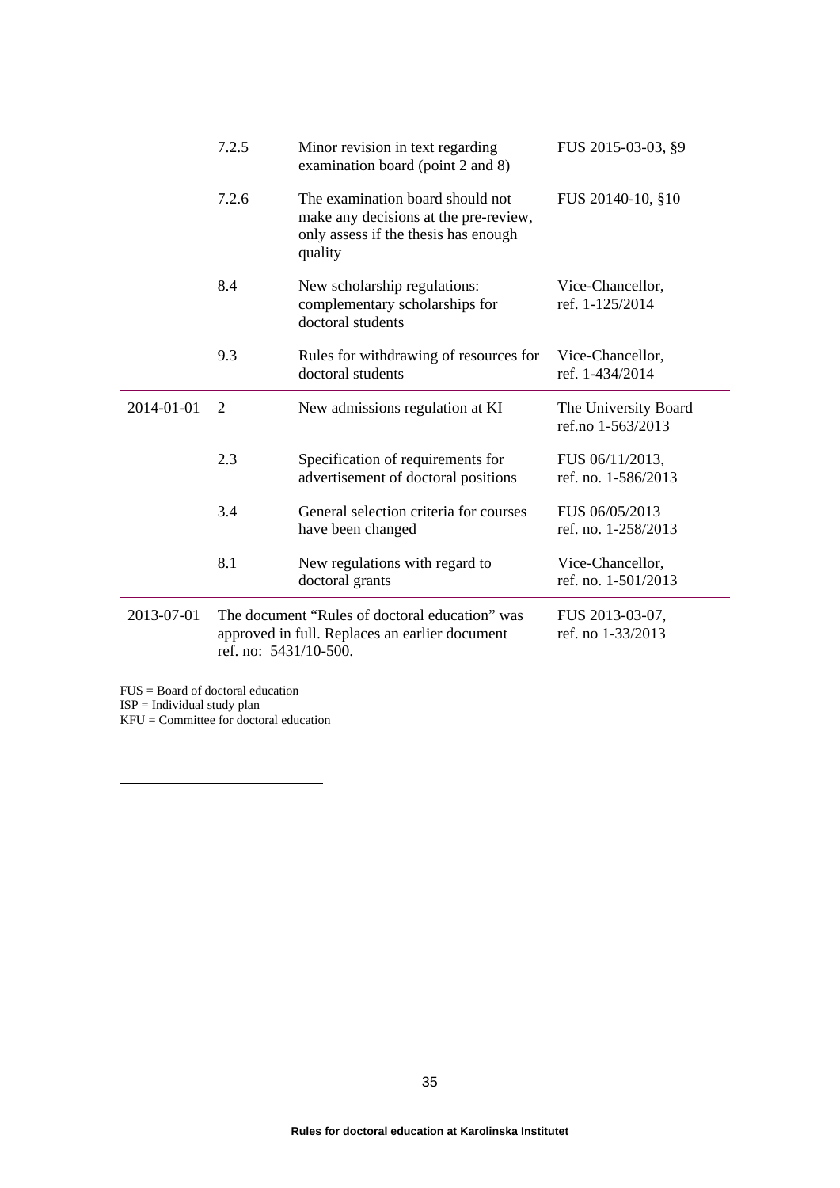| | | | |
|---|---|---|---|
| | 7.2.5 | Minor revision in text regarding examination board (point 2 and 8) | FUS 2015-03-03, §9 |
| | 7.2.6 | The examination board should not make any decisions at the pre-review, only assess if the thesis has enough quality | FUS 20140-10, §10 |
| | 8.4 | New scholarship regulations: complementary scholarships for doctoral students | Vice-Chancellor, ref. 1-125/2014 |
| | 9.3 | Rules for withdrawing of resources for doctoral students | Vice-Chancellor, ref. 1-434/2014 |
| 2014-01-01 | 2 | New admissions regulation at KI | The University Board ref.no 1-563/2013 |
| | 2.3 | Specification of requirements for advertisement of doctoral positions | FUS 06/11/2013, ref. no. 1-586/2013 |
| | 3.4 | General selection criteria for courses have been changed | FUS 06/05/2013 ref. no. 1-258/2013 |
| | 8.1 | New regulations with regard to doctoral grants | Vice-Chancellor, ref. no. 1-501/2013 |
| 2013-07-01 | The document "Rules of doctoral education" was approved in full. Replaces an earlier document ref. no: 5431/10-500. | | FUS 2013-03-07, ref. no 1-33/2013 |

FUS = Board of doctoral education
ISP = Individual study plan
KFU = Committee for doctoral education